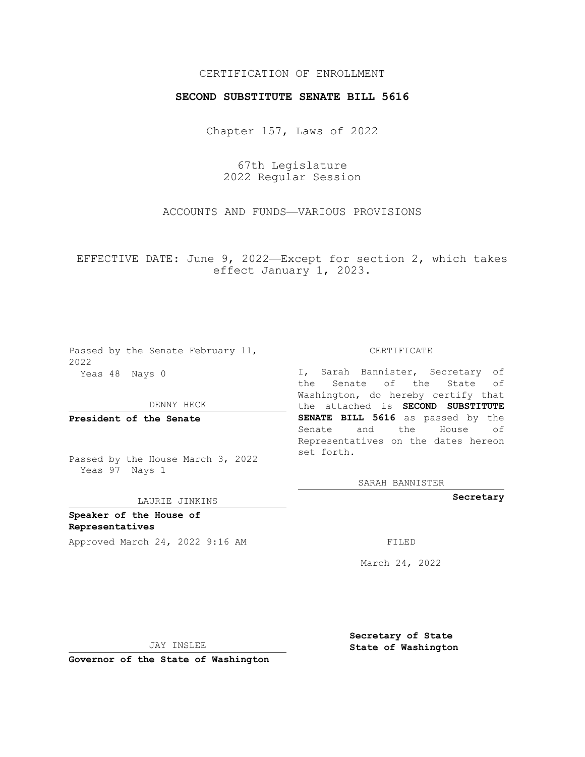CERTIFICATION OF ENROLLMENT

**SECOND SUBSTITUTE SENATE BILL 5616**

Chapter 157, Laws of 2022

67th Legislature
2022 Regular Session

ACCOUNTS AND FUNDS—VARIOUS PROVISIONS

EFFECTIVE DATE: June 9, 2022—Except for section 2, which takes effect January 1, 2023.

Passed by the Senate February 11, 2022
Yeas 48 Nays 0

DENNY HECK

**President of the Senate**

Passed by the House March 3, 2022
Yeas 97 Nays 1

LAURIE JINKINS

**Speaker of the House of Representatives**

Approved March 24, 2022 9:16 AM

JAY INSLEE

**Governor of the State of Washington**

CERTIFICATE

I, Sarah Bannister, Secretary of the Senate of the State of Washington, do hereby certify that the attached is **SECOND SUBSTITUTE SENATE BILL 5616** as passed by the Senate and the House of Representatives on the dates hereon set forth.

SARAH BANNISTER

**Secretary**

FILED

March 24, 2022

**Secretary of State**
**State of Washington**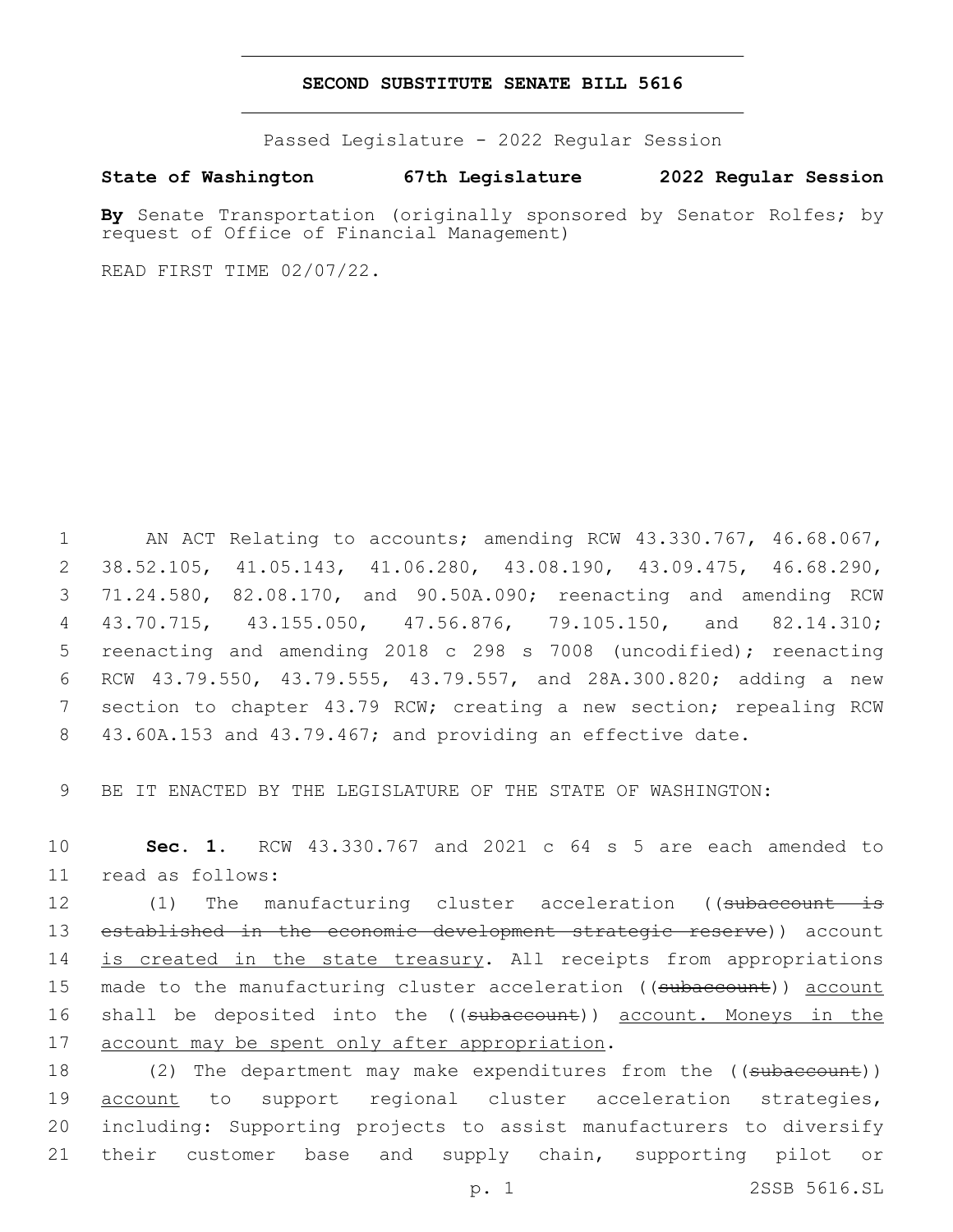# SECOND SUBSTITUTE SENATE BILL 5616

Passed Legislature - 2022 Regular Session

**State of Washington 67th Legislature 2022 Regular Session**

**By** Senate Transportation (originally sponsored by Senator Rolfes; by request of Office of Financial Management)

READ FIRST TIME 02/07/22.

AN ACT Relating to accounts; amending RCW 43.330.767, 46.68.067, 38.52.105, 41.05.143, 41.06.280, 43.08.190, 43.09.475, 46.68.290, 71.24.580, 82.08.170, and 90.50A.090; reenacting and amending RCW 43.70.715, 43.155.050, 47.56.876, 79.105.150, and 82.14.310; reenacting and amending 2018 c 298 s 7008 (uncodified); reenacting RCW 43.79.550, 43.79.555, 43.79.557, and 28A.300.820; adding a new section to chapter 43.79 RCW; creating a new section; repealing RCW 43.60A.153 and 43.79.467; and providing an effective date.

BE IT ENACTED BY THE LEGISLATURE OF THE STATE OF WASHINGTON:

**Sec. 1.** RCW 43.330.767 and 2021 c 64 s 5 are each amended to read as follows:

(1) The manufacturing cluster acceleration ((~~subaccount is established in the economic development strategic reserve~~)) account is created in the state treasury. All receipts from appropriations made to the manufacturing cluster acceleration ((~~subaccount~~)) account shall be deposited into the ((~~subaccount~~)) account. Moneys in the account may be spent only after appropriation.

(2) The department may make expenditures from the ((~~subaccount~~)) account to support regional cluster acceleration strategies, including: Supporting projects to assist manufacturers to diversify their customer base and supply chain, supporting pilot or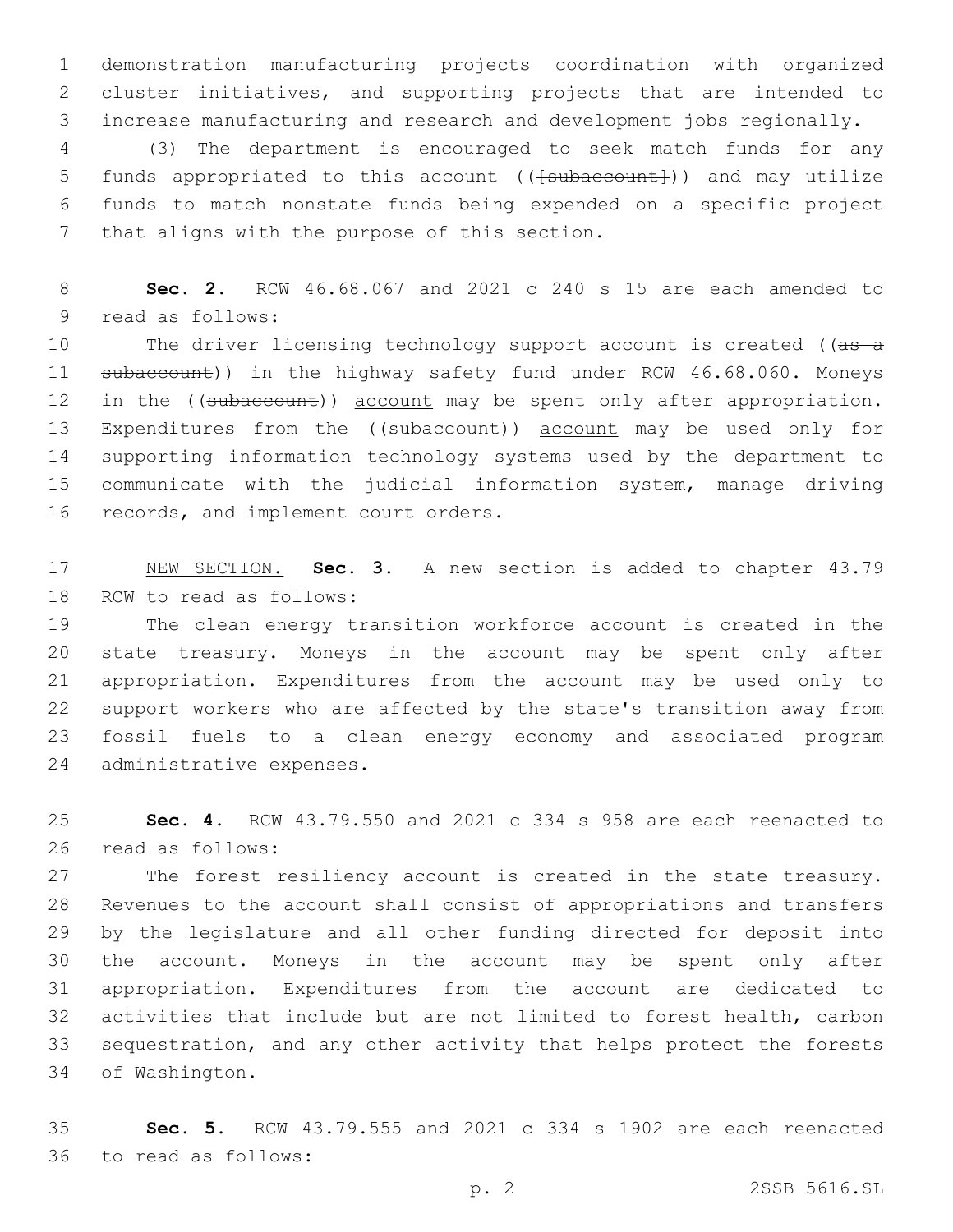demonstration manufacturing projects coordination with organized cluster initiatives, and supporting projects that are intended to increase manufacturing and research and development jobs regionally.

(3) The department is encouraged to seek match funds for any funds appropriated to this account (([subaccount])) and may utilize funds to match nonstate funds being expended on a specific project that aligns with the purpose of this section.

**Sec. 2.** RCW 46.68.067 and 2021 c 240 s 15 are each amended to read as follows:

The driver licensing technology support account is created ((as a subaccount)) in the highway safety fund under RCW 46.68.060. Moneys in the ((subaccount)) account may be spent only after appropriation. Expenditures from the ((subaccount)) account may be used only for supporting information technology systems used by the department to communicate with the judicial information system, manage driving records, and implement court orders.

NEW SECTION. **Sec. 3.** A new section is added to chapter 43.79 RCW to read as follows:

The clean energy transition workforce account is created in the state treasury. Moneys in the account may be spent only after appropriation. Expenditures from the account may be used only to support workers who are affected by the state's transition away from fossil fuels to a clean energy economy and associated program administrative expenses.

**Sec. 4.** RCW 43.79.550 and 2021 c 334 s 958 are each reenacted to read as follows:

The forest resiliency account is created in the state treasury. Revenues to the account shall consist of appropriations and transfers by the legislature and all other funding directed for deposit into the account. Moneys in the account may be spent only after appropriation. Expenditures from the account are dedicated to activities that include but are not limited to forest health, carbon sequestration, and any other activity that helps protect the forests of Washington.

**Sec. 5.** RCW 43.79.555 and 2021 c 334 s 1902 are each reenacted to read as follows: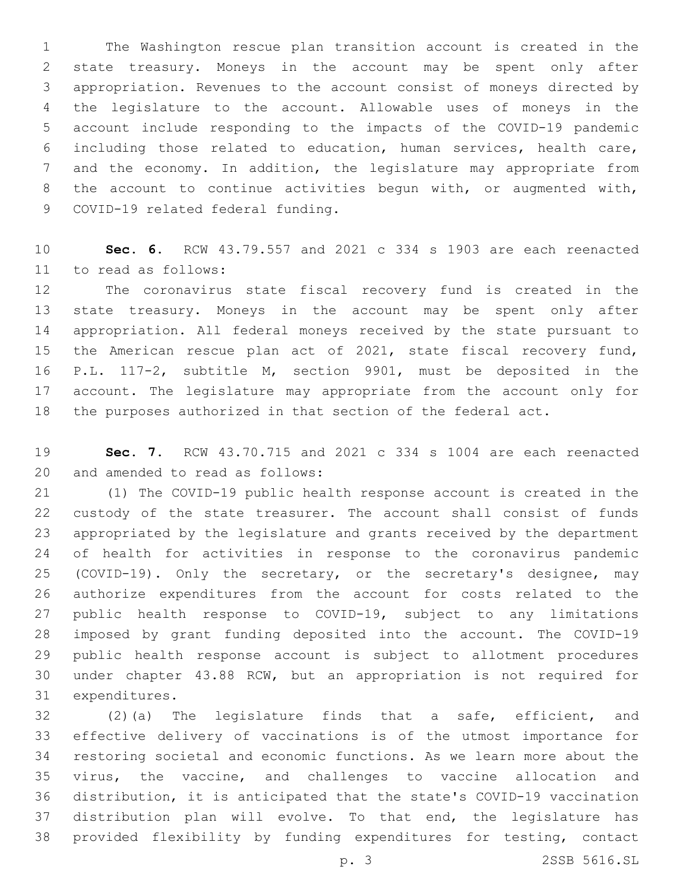The Washington rescue plan transition account is created in the state treasury. Moneys in the account may be spent only after appropriation. Revenues to the account consist of moneys directed by the legislature to the account. Allowable uses of moneys in the account include responding to the impacts of the COVID-19 pandemic including those related to education, human services, health care, and the economy. In addition, the legislature may appropriate from the account to continue activities begun with, or augmented with, COVID-19 related federal funding.

**Sec. 6.** RCW 43.79.557 and 2021 c 334 s 1903 are each reenacted to read as follows:

The coronavirus state fiscal recovery fund is created in the state treasury. Moneys in the account may be spent only after appropriation. All federal moneys received by the state pursuant to the American rescue plan act of 2021, state fiscal recovery fund, P.L. 117-2, subtitle M, section 9901, must be deposited in the account. The legislature may appropriate from the account only for the purposes authorized in that section of the federal act.

**Sec. 7.** RCW 43.70.715 and 2021 c 334 s 1004 are each reenacted and amended to read as follows:

(1) The COVID-19 public health response account is created in the custody of the state treasurer. The account shall consist of funds appropriated by the legislature and grants received by the department of health for activities in response to the coronavirus pandemic (COVID-19). Only the secretary, or the secretary's designee, may authorize expenditures from the account for costs related to the public health response to COVID-19, subject to any limitations imposed by grant funding deposited into the account. The COVID-19 public health response account is subject to allotment procedures under chapter 43.88 RCW, but an appropriation is not required for expenditures.

(2)(a) The legislature finds that a safe, efficient, and effective delivery of vaccinations is of the utmost importance for restoring societal and economic functions. As we learn more about the virus, the vaccine, and challenges to vaccine allocation and distribution, it is anticipated that the state's COVID-19 vaccination distribution plan will evolve. To that end, the legislature has provided flexibility by funding expenditures for testing, contact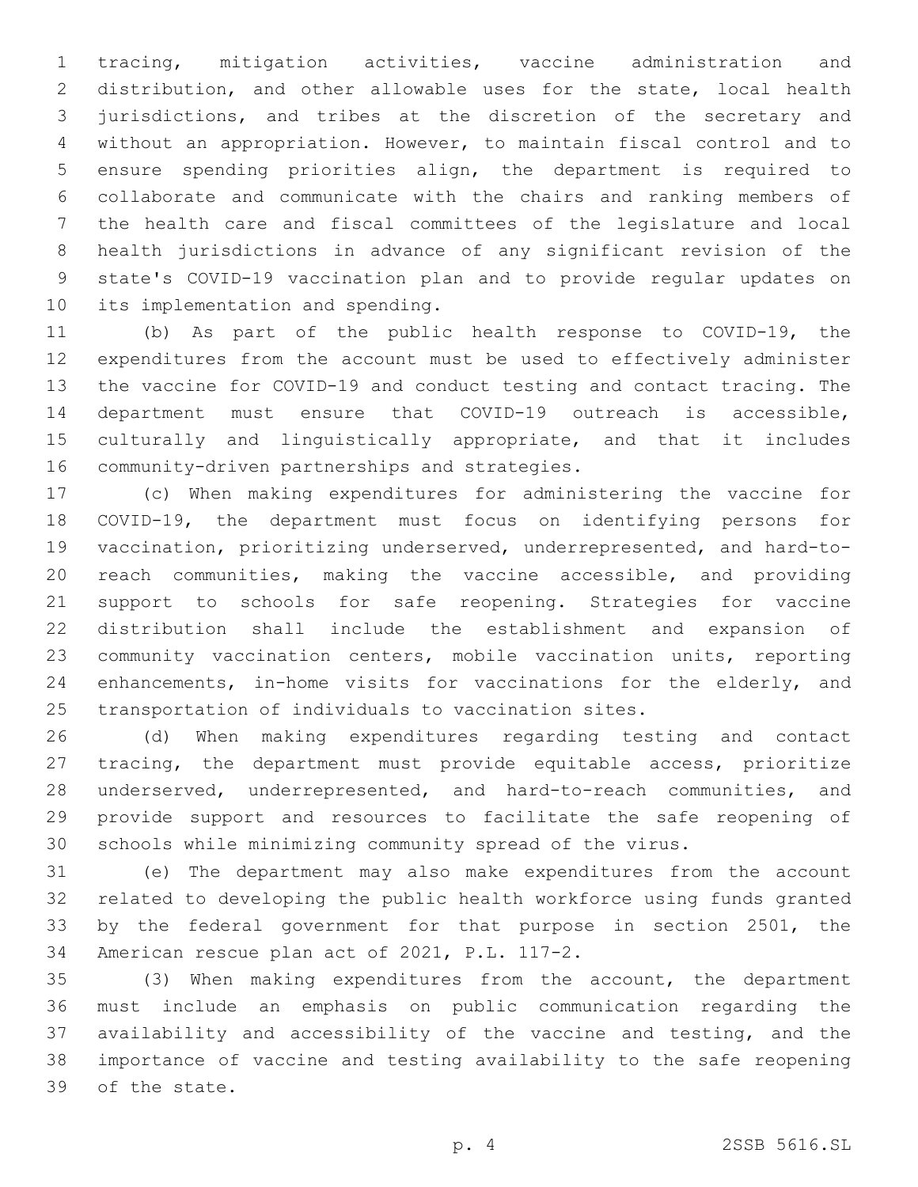tracing, mitigation activities, vaccine administration and distribution, and other allowable uses for the state, local health jurisdictions, and tribes at the discretion of the secretary and without an appropriation. However, to maintain fiscal control and to ensure spending priorities align, the department is required to collaborate and communicate with the chairs and ranking members of the health care and fiscal committees of the legislature and local health jurisdictions in advance of any significant revision of the state's COVID-19 vaccination plan and to provide regular updates on its implementation and spending.

(b) As part of the public health response to COVID-19, the expenditures from the account must be used to effectively administer the vaccine for COVID-19 and conduct testing and contact tracing. The department must ensure that COVID-19 outreach is accessible, culturally and linguistically appropriate, and that it includes community-driven partnerships and strategies.

(c) When making expenditures for administering the vaccine for COVID-19, the department must focus on identifying persons for vaccination, prioritizing underserved, underrepresented, and hard-to-reach communities, making the vaccine accessible, and providing support to schools for safe reopening. Strategies for vaccine distribution shall include the establishment and expansion of community vaccination centers, mobile vaccination units, reporting enhancements, in-home visits for vaccinations for the elderly, and transportation of individuals to vaccination sites.

(d) When making expenditures regarding testing and contact tracing, the department must provide equitable access, prioritize underserved, underrepresented, and hard-to-reach communities, and provide support and resources to facilitate the safe reopening of schools while minimizing community spread of the virus.

(e) The department may also make expenditures from the account related to developing the public health workforce using funds granted by the federal government for that purpose in section 2501, the American rescue plan act of 2021, P.L. 117-2.

(3) When making expenditures from the account, the department must include an emphasis on public communication regarding the availability and accessibility of the vaccine and testing, and the importance of vaccine and testing availability to the safe reopening of the state.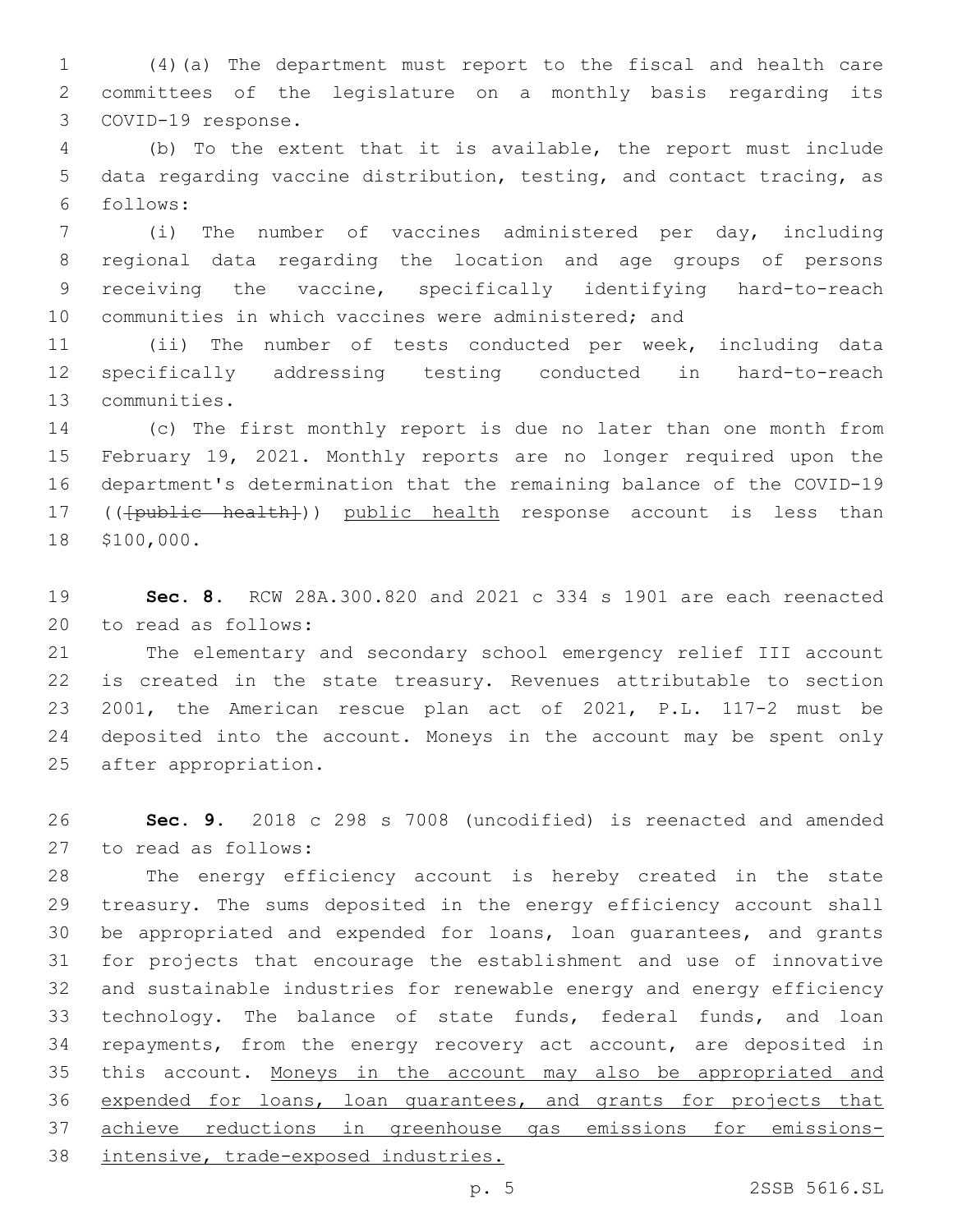(4)(a) The department must report to the fiscal and health care committees of the legislature on a monthly basis regarding its COVID-19 response.

(b) To the extent that it is available, the report must include data regarding vaccine distribution, testing, and contact tracing, as follows:

(i) The number of vaccines administered per day, including regional data regarding the location and age groups of persons receiving the vaccine, specifically identifying hard-to-reach communities in which vaccines were administered; and

(ii) The number of tests conducted per week, including data specifically addressing testing conducted in hard-to-reach communities.

(c) The first monthly report is due no later than one month from February 19, 2021. Monthly reports are no longer required upon the department's determination that the remaining balance of the COVID-19 (([public health])) public health response account is less than $100,000.

**Sec. 8.** RCW 28A.300.820 and 2021 c 334 s 1901 are each reenacted to read as follows:

The elementary and secondary school emergency relief III account is created in the state treasury. Revenues attributable to section 2001, the American rescue plan act of 2021, P.L. 117-2 must be deposited into the account. Moneys in the account may be spent only after appropriation.

**Sec. 9.** 2018 c 298 s 7008 (uncodified) is reenacted and amended to read as follows:

The energy efficiency account is hereby created in the state treasury. The sums deposited in the energy efficiency account shall be appropriated and expended for loans, loan guarantees, and grants for projects that encourage the establishment and use of innovative and sustainable industries for renewable energy and energy efficiency technology. The balance of state funds, federal funds, and loan repayments, from the energy recovery act account, are deposited in this account. Moneys in the account may also be appropriated and expended for loans, loan guarantees, and grants for projects that achieve reductions in greenhouse gas emissions for emissions-intensive, trade-exposed industries.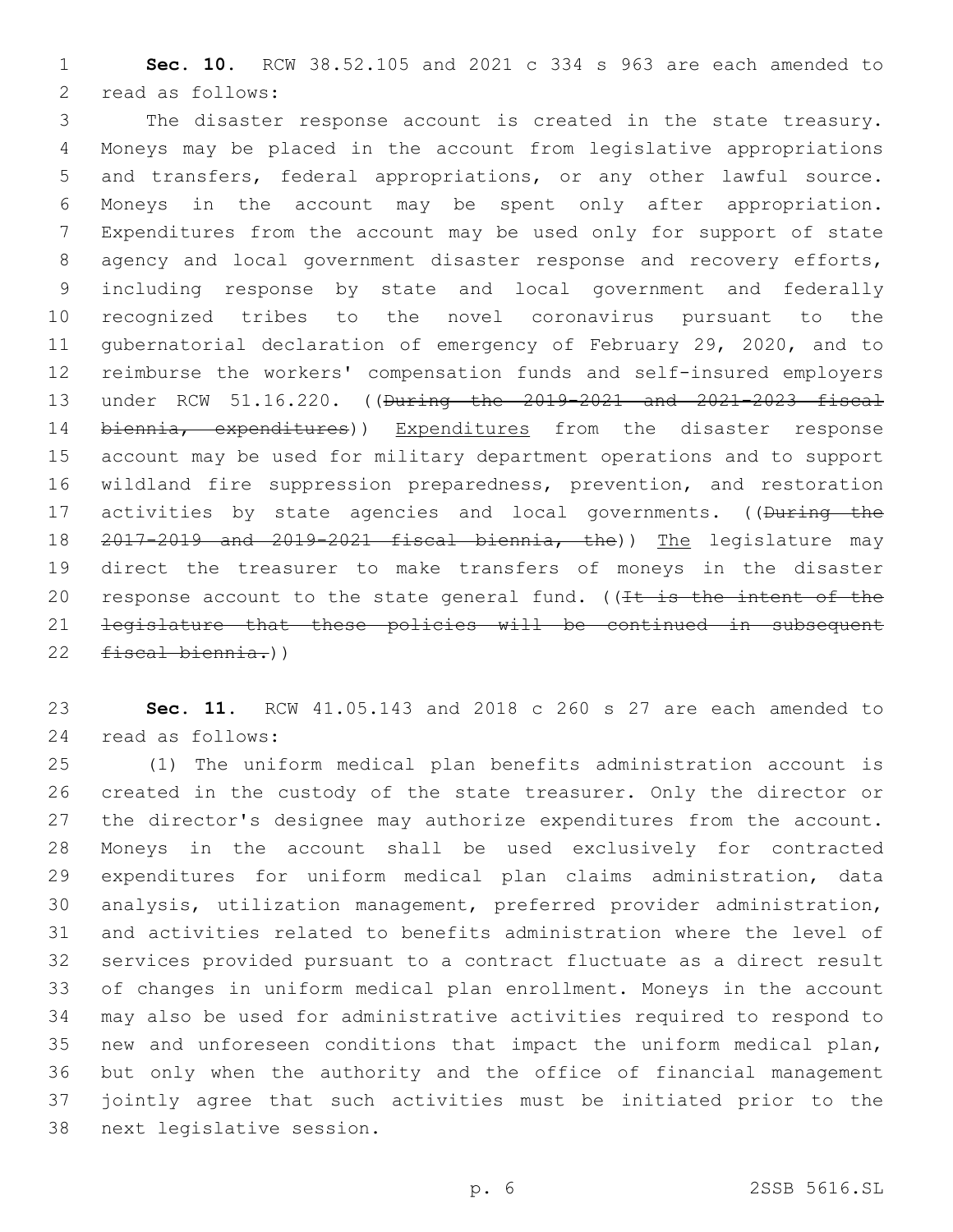**Sec. 10.** RCW 38.52.105 and 2021 c 334 s 963 are each amended to read as follows:

The disaster response account is created in the state treasury. Moneys may be placed in the account from legislative appropriations and transfers, federal appropriations, or any other lawful source. Moneys in the account may be spent only after appropriation. Expenditures from the account may be used only for support of state agency and local government disaster response and recovery efforts, including response by state and local government and federally recognized tribes to the novel coronavirus pursuant to the gubernatorial declaration of emergency of February 29, 2020, and to reimburse the workers' compensation funds and self-insured employers under RCW 51.16.220. ((~~During the 2019-2021 and 2021-2023 fiscal biennia, expenditures~~)) Expenditures from the disaster response account may be used for military department operations and to support wildland fire suppression preparedness, prevention, and restoration activities by state agencies and local governments. ((~~During the 2017-2019 and 2019-2021 fiscal biennia, the~~)) The legislature may direct the treasurer to make transfers of moneys in the disaster response account to the state general fund. ((~~It is the intent of the legislature that these policies will be continued in subsequent fiscal biennia.~~))

**Sec. 11.** RCW 41.05.143 and 2018 c 260 s 27 are each amended to read as follows:

(1) The uniform medical plan benefits administration account is created in the custody of the state treasurer. Only the director or the director's designee may authorize expenditures from the account. Moneys in the account shall be used exclusively for contracted expenditures for uniform medical plan claims administration, data analysis, utilization management, preferred provider administration, and activities related to benefits administration where the level of services provided pursuant to a contract fluctuate as a direct result of changes in uniform medical plan enrollment. Moneys in the account may also be used for administrative activities required to respond to new and unforeseen conditions that impact the uniform medical plan, but only when the authority and the office of financial management jointly agree that such activities must be initiated prior to the next legislative session.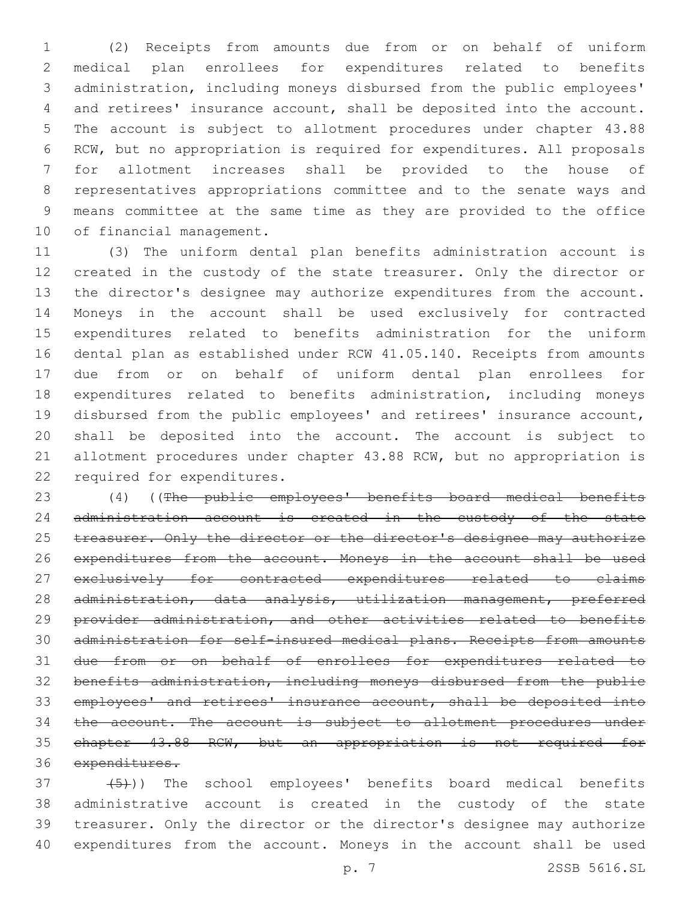(2) Receipts from amounts due from or on behalf of uniform medical plan enrollees for expenditures related to benefits administration, including moneys disbursed from the public employees' and retirees' insurance account, shall be deposited into the account. The account is subject to allotment procedures under chapter 43.88 RCW, but no appropriation is required for expenditures. All proposals for allotment increases shall be provided to the house of representatives appropriations committee and to the senate ways and means committee at the same time as they are provided to the office of financial management.

(3) The uniform dental plan benefits administration account is created in the custody of the state treasurer. Only the director or the director's designee may authorize expenditures from the account. Moneys in the account shall be used exclusively for contracted expenditures related to benefits administration for the uniform dental plan as established under RCW 41.05.140. Receipts from amounts due from or on behalf of uniform dental plan enrollees for expenditures related to benefits administration, including moneys disbursed from the public employees' and retirees' insurance account, shall be deposited into the account. The account is subject to allotment procedures under chapter 43.88 RCW, but no appropriation is required for expenditures.

(4) ((~~The public employees' benefits board medical benefits administration account is created in the custody of the state treasurer. Only the director or the director's designee may authorize expenditures from the account. Moneys in the account shall be used exclusively for contracted expenditures related to claims administration, data analysis, utilization management, preferred provider administration, and other activities related to benefits administration for self-insured medical plans. Receipts from amounts due from or on behalf of enrollees for expenditures related to benefits administration, including moneys disbursed from the public employees' and retirees' insurance account, shall be deposited into the account. The account is subject to allotment procedures under chapter 43.88 RCW, but an appropriation is not required for expenditures.~~

~~(5)~~)) The school employees' benefits board medical benefits administrative account is created in the custody of the state treasurer. Only the director or the director's designee may authorize expenditures from the account. Moneys in the account shall be used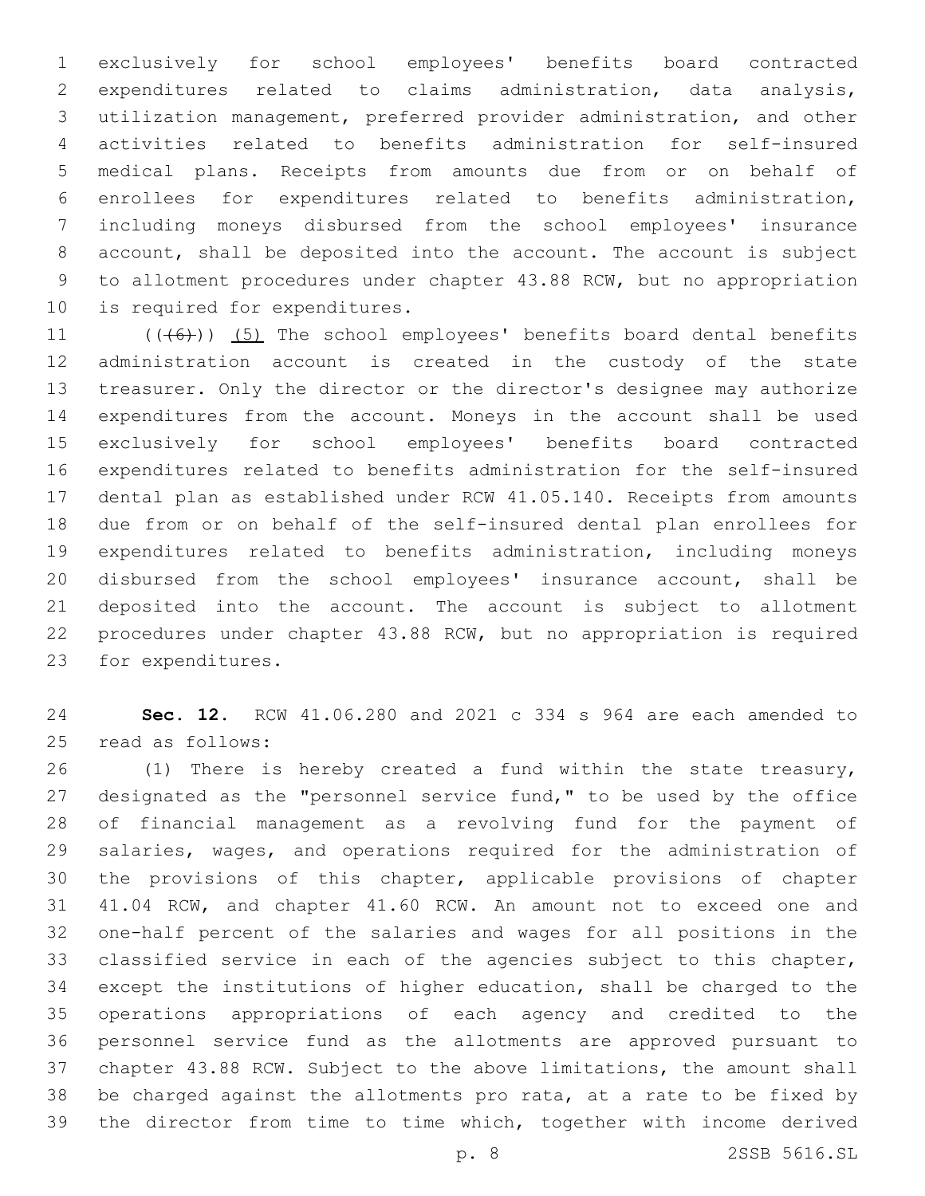exclusively for school employees' benefits board contracted expenditures related to claims administration, data analysis, utilization management, preferred provider administration, and other activities related to benefits administration for self-insured medical plans. Receipts from amounts due from or on behalf of enrollees for expenditures related to benefits administration, including moneys disbursed from the school employees' insurance account, shall be deposited into the account. The account is subject to allotment procedures under chapter 43.88 RCW, but no appropriation is required for expenditures.

(((6))) (5) The school employees' benefits board dental benefits administration account is created in the custody of the state treasurer. Only the director or the director's designee may authorize expenditures from the account. Moneys in the account shall be used exclusively for school employees' benefits board contracted expenditures related to benefits administration for the self-insured dental plan as established under RCW 41.05.140. Receipts from amounts due from or on behalf of the self-insured dental plan enrollees for expenditures related to benefits administration, including moneys disbursed from the school employees' insurance account, shall be deposited into the account. The account is subject to allotment procedures under chapter 43.88 RCW, but no appropriation is required for expenditures.

**Sec. 12.** RCW 41.06.280 and 2021 c 334 s 964 are each amended to read as follows:

(1) There is hereby created a fund within the state treasury, designated as the "personnel service fund," to be used by the office of financial management as a revolving fund for the payment of salaries, wages, and operations required for the administration of the provisions of this chapter, applicable provisions of chapter 41.04 RCW, and chapter 41.60 RCW. An amount not to exceed one and one-half percent of the salaries and wages for all positions in the classified service in each of the agencies subject to this chapter, except the institutions of higher education, shall be charged to the operations appropriations of each agency and credited to the personnel service fund as the allotments are approved pursuant to chapter 43.88 RCW. Subject to the above limitations, the amount shall be charged against the allotments pro rata, at a rate to be fixed by the director from time to time which, together with income derived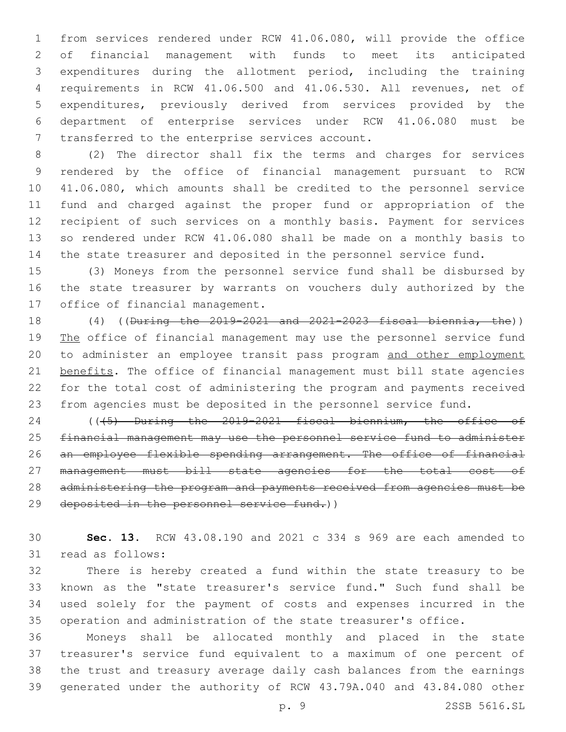from services rendered under RCW 41.06.080, will provide the office of financial management with funds to meet its anticipated expenditures during the allotment period, including the training requirements in RCW 41.06.500 and 41.06.530. All revenues, net of expenditures, previously derived from services provided by the department of enterprise services under RCW 41.06.080 must be transferred to the enterprise services account.

(2) The director shall fix the terms and charges for services rendered by the office of financial management pursuant to RCW 41.06.080, which amounts shall be credited to the personnel service fund and charged against the proper fund or appropriation of the recipient of such services on a monthly basis. Payment for services so rendered under RCW 41.06.080 shall be made on a monthly basis to the state treasurer and deposited in the personnel service fund.

(3) Moneys from the personnel service fund shall be disbursed by the state treasurer by warrants on vouchers duly authorized by the office of financial management.

(4) ((~~During the 2019-2021 and 2021-2023 fiscal biennia, the~~)) The office of financial management may use the personnel service fund to administer an employee transit pass program and other employment benefits. The office of financial management must bill state agencies for the total cost of administering the program and payments received from agencies must be deposited in the personnel service fund.

((~~(5) During the 2019-2021 fiscal biennium, the office of financial management may use the personnel service fund to administer an employee flexible spending arrangement. The office of financial management must bill state agencies for the total cost of administering the program and payments received from agencies must be deposited in the personnel service fund.~~))

**Sec. 13.** RCW 43.08.190 and 2021 c 334 s 969 are each amended to read as follows:

There is hereby created a fund within the state treasury to be known as the "state treasurer's service fund." Such fund shall be used solely for the payment of costs and expenses incurred in the operation and administration of the state treasurer's office.

Moneys shall be allocated monthly and placed in the state treasurer's service fund equivalent to a maximum of one percent of the trust and treasury average daily cash balances from the earnings generated under the authority of RCW 43.79A.040 and 43.84.080 other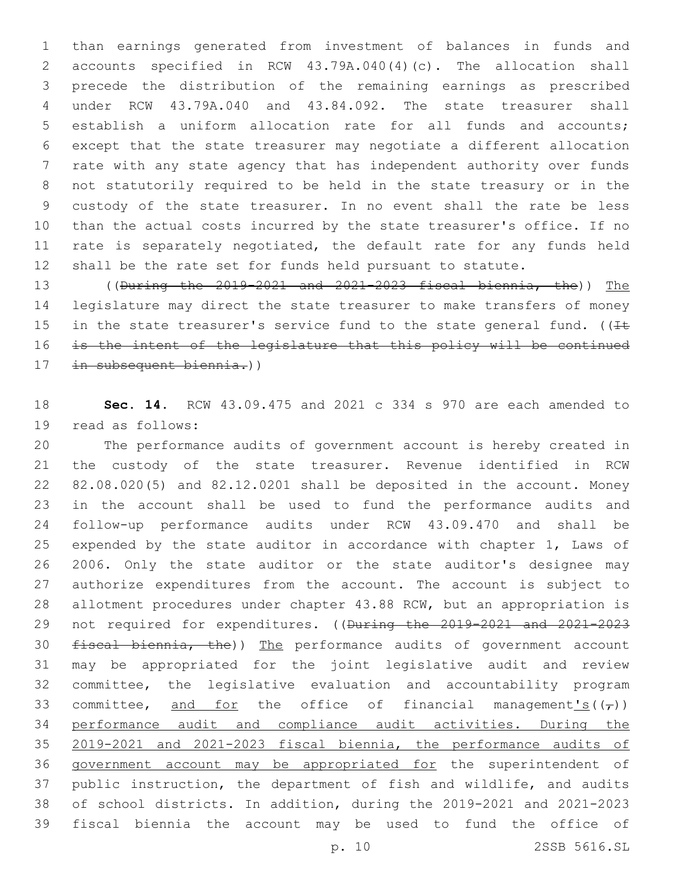than earnings generated from investment of balances in funds and accounts specified in RCW 43.79A.040(4)(c). The allocation shall precede the distribution of the remaining earnings as prescribed under RCW 43.79A.040 and 43.84.092. The state treasurer shall establish a uniform allocation rate for all funds and accounts; except that the state treasurer may negotiate a different allocation rate with any state agency that has independent authority over funds not statutorily required to be held in the state treasury or in the custody of the state treasurer. In no event shall the rate be less than the actual costs incurred by the state treasurer's office. If no rate is separately negotiated, the default rate for any funds held shall be the rate set for funds held pursuant to statute.

((~~During the 2019-2021 and 2021-2023 fiscal biennia, the~~)) <u>The</u> legislature may direct the state treasurer to make transfers of money in the state treasurer's service fund to the state general fund. ((~~It is the intent of the legislature that this policy will be continued in subsequent biennia.~~))

**Sec. 14.** RCW 43.09.475 and 2021 c 334 s 970 are each amended to read as follows:

The performance audits of government account is hereby created in the custody of the state treasurer. Revenue identified in RCW 82.08.020(5) and 82.12.0201 shall be deposited in the account. Money in the account shall be used to fund the performance audits and follow-up performance audits under RCW 43.09.470 and shall be expended by the state auditor in accordance with chapter 1, Laws of 2006. Only the state auditor or the state auditor's designee may authorize expenditures from the account. The account is subject to allotment procedures under chapter 43.88 RCW, but an appropriation is not required for expenditures. ((~~During the 2019-2021 and 2021-2023 fiscal biennia, the~~)) <u>The</u> performance audits of government account may be appropriated for the joint legislative audit and review committee, the legislative evaluation and accountability program committee, <u>and for</u> the office of financial management<u>'s</u>((~~,~~)) <u>performance audit and compliance audit activities. During the 2019-2021 and 2021-2023 fiscal biennia, the performance audits of government account may be appropriated for</u> the superintendent of public instruction, the department of fish and wildlife, and audits of school districts. In addition, during the 2019-2021 and 2021-2023 fiscal biennia the account may be used to fund the office of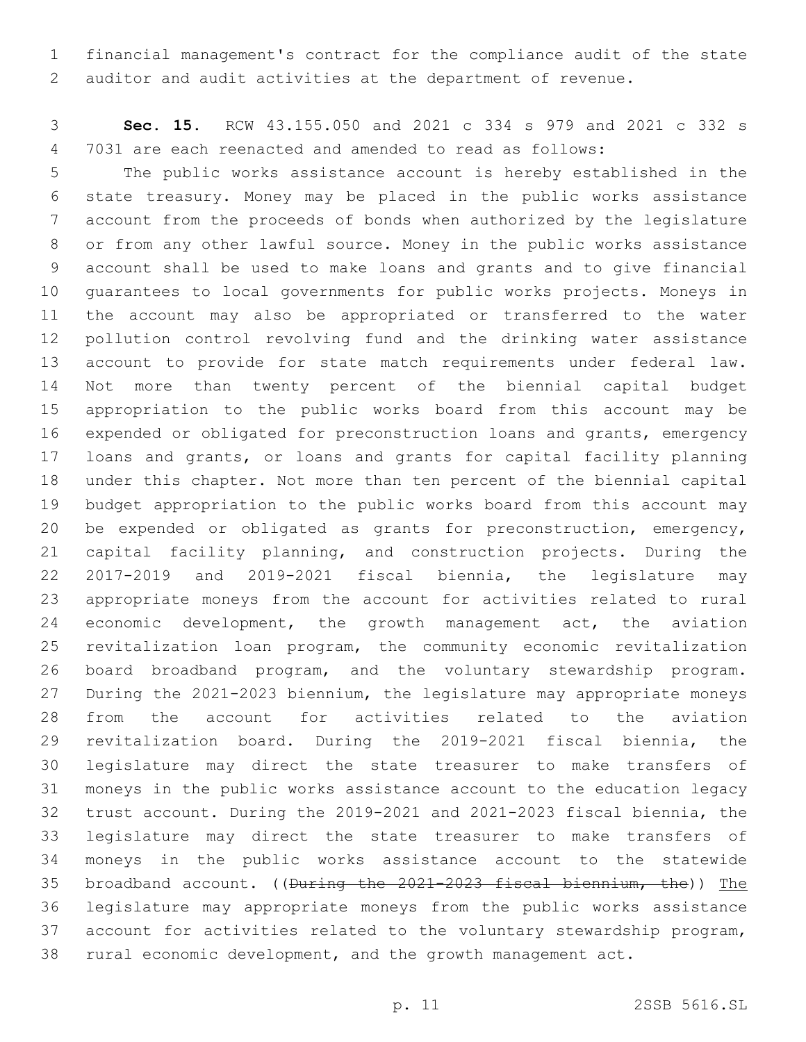financial management's contract for the compliance audit of the state auditor and audit activities at the department of revenue.

**Sec. 15.** RCW 43.155.050 and 2021 c 334 s 979 and 2021 c 332 s 7031 are each reenacted and amended to read as follows:

The public works assistance account is hereby established in the state treasury. Money may be placed in the public works assistance account from the proceeds of bonds when authorized by the legislature or from any other lawful source. Money in the public works assistance account shall be used to make loans and grants and to give financial guarantees to local governments for public works projects. Moneys in the account may also be appropriated or transferred to the water pollution control revolving fund and the drinking water assistance account to provide for state match requirements under federal law. Not more than twenty percent of the biennial capital budget appropriation to the public works board from this account may be expended or obligated for preconstruction loans and grants, emergency loans and grants, or loans and grants for capital facility planning under this chapter. Not more than ten percent of the biennial capital budget appropriation to the public works board from this account may be expended or obligated as grants for preconstruction, emergency, capital facility planning, and construction projects. During the 2017-2019 and 2019-2021 fiscal biennia, the legislature may appropriate moneys from the account for activities related to rural economic development, the growth management act, the aviation revitalization loan program, the community economic revitalization board broadband program, and the voluntary stewardship program. During the 2021-2023 biennium, the legislature may appropriate moneys from the account for activities related to the aviation revitalization board. During the 2019-2021 fiscal biennia, the legislature may direct the state treasurer to make transfers of moneys in the public works assistance account to the education legacy trust account. During the 2019-2021 and 2021-2023 fiscal biennia, the legislature may direct the state treasurer to make transfers of moneys in the public works assistance account to the statewide broadband account. ((~~During the 2021-2023 fiscal biennium, the~~)) <u>The</u> legislature may appropriate moneys from the public works assistance account for activities related to the voluntary stewardship program, rural economic development, and the growth management act.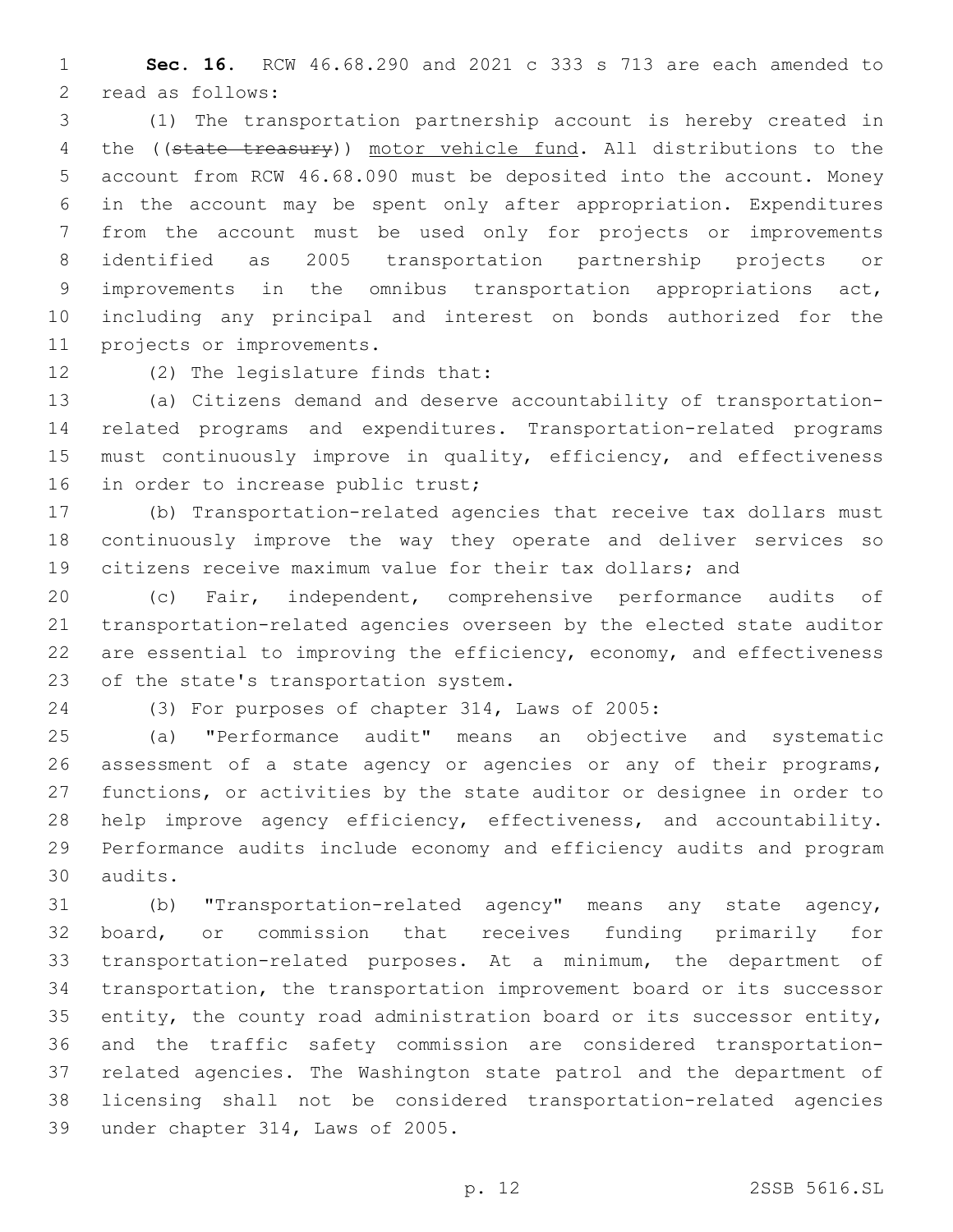**Sec. 16.** RCW 46.68.290 and 2021 c 333 s 713 are each amended to read as follows:

(1) The transportation partnership account is hereby created in the ((~~state treasury~~)) <u>motor vehicle fund</u>. All distributions to the account from RCW 46.68.090 must be deposited into the account. Money in the account may be spent only after appropriation. Expenditures from the account must be used only for projects or improvements identified as 2005 transportation partnership projects or improvements in the omnibus transportation appropriations act, including any principal and interest on bonds authorized for the projects or improvements.

(2) The legislature finds that:

(a) Citizens demand and deserve accountability of transportation-related programs and expenditures. Transportation-related programs must continuously improve in quality, efficiency, and effectiveness in order to increase public trust;

(b) Transportation-related agencies that receive tax dollars must continuously improve the way they operate and deliver services so citizens receive maximum value for their tax dollars; and

(c) Fair, independent, comprehensive performance audits of transportation-related agencies overseen by the elected state auditor are essential to improving the efficiency, economy, and effectiveness of the state's transportation system.

(3) For purposes of chapter 314, Laws of 2005:

(a) "Performance audit" means an objective and systematic assessment of a state agency or agencies or any of their programs, functions, or activities by the state auditor or designee in order to help improve agency efficiency, effectiveness, and accountability. Performance audits include economy and efficiency audits and program audits.

(b) "Transportation-related agency" means any state agency, board, or commission that receives funding primarily for transportation-related purposes. At a minimum, the department of transportation, the transportation improvement board or its successor entity, the county road administration board or its successor entity, and the traffic safety commission are considered transportation-related agencies. The Washington state patrol and the department of licensing shall not be considered transportation-related agencies under chapter 314, Laws of 2005.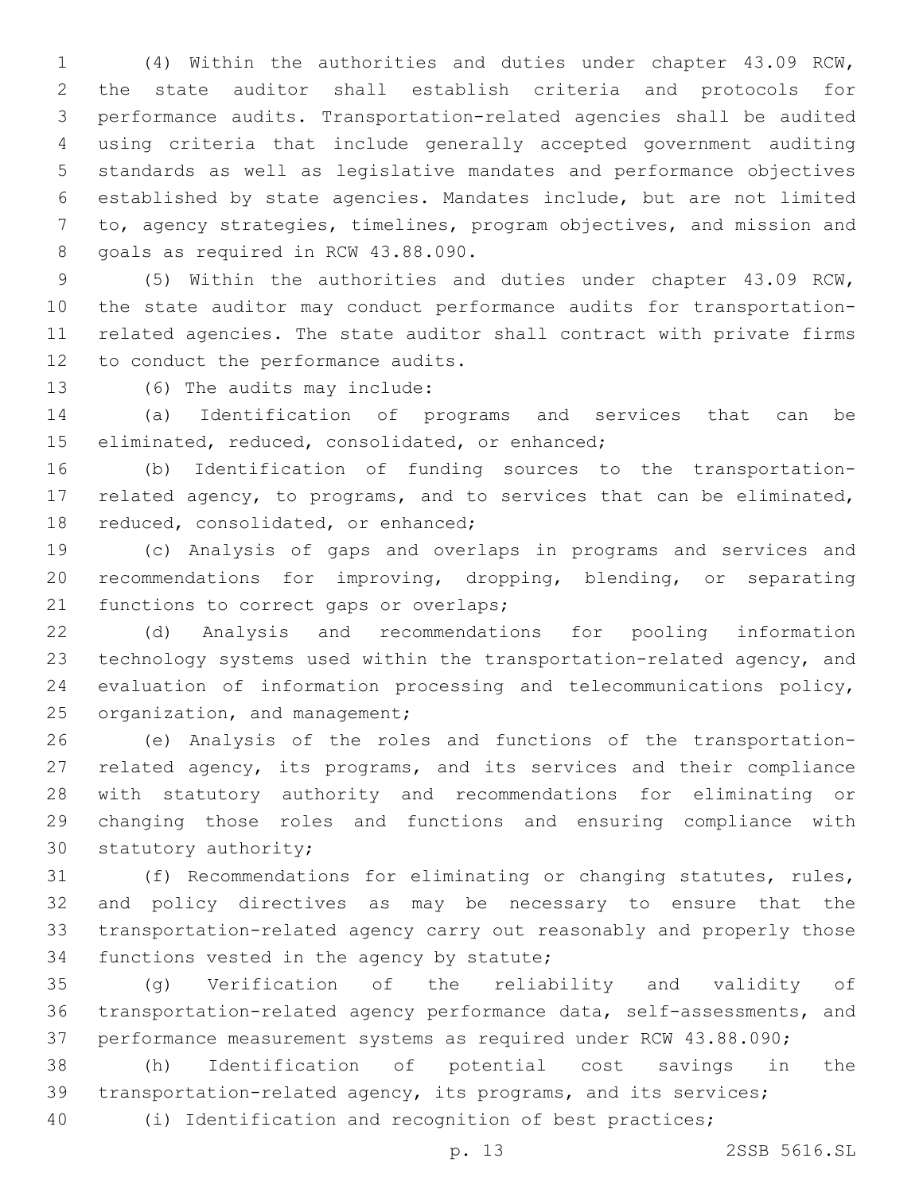(4) Within the authorities and duties under chapter 43.09 RCW, the state auditor shall establish criteria and protocols for performance audits. Transportation-related agencies shall be audited using criteria that include generally accepted government auditing standards as well as legislative mandates and performance objectives established by state agencies. Mandates include, but are not limited to, agency strategies, timelines, program objectives, and mission and goals as required in RCW 43.88.090.

(5) Within the authorities and duties under chapter 43.09 RCW, the state auditor may conduct performance audits for transportation-related agencies. The state auditor shall contract with private firms to conduct the performance audits.

(6) The audits may include:

(a) Identification of programs and services that can be eliminated, reduced, consolidated, or enhanced;

(b) Identification of funding sources to the transportation-related agency, to programs, and to services that can be eliminated, reduced, consolidated, or enhanced;

(c) Analysis of gaps and overlaps in programs and services and recommendations for improving, dropping, blending, or separating functions to correct gaps or overlaps;

(d) Analysis and recommendations for pooling information technology systems used within the transportation-related agency, and evaluation of information processing and telecommunications policy, organization, and management;

(e) Analysis of the roles and functions of the transportation-related agency, its programs, and its services and their compliance with statutory authority and recommendations for eliminating or changing those roles and functions and ensuring compliance with statutory authority;

(f) Recommendations for eliminating or changing statutes, rules, and policy directives as may be necessary to ensure that the transportation-related agency carry out reasonably and properly those functions vested in the agency by statute;

(g) Verification of the reliability and validity of transportation-related agency performance data, self-assessments, and performance measurement systems as required under RCW 43.88.090;

(h) Identification of potential cost savings in the transportation-related agency, its programs, and its services;

(i) Identification and recognition of best practices;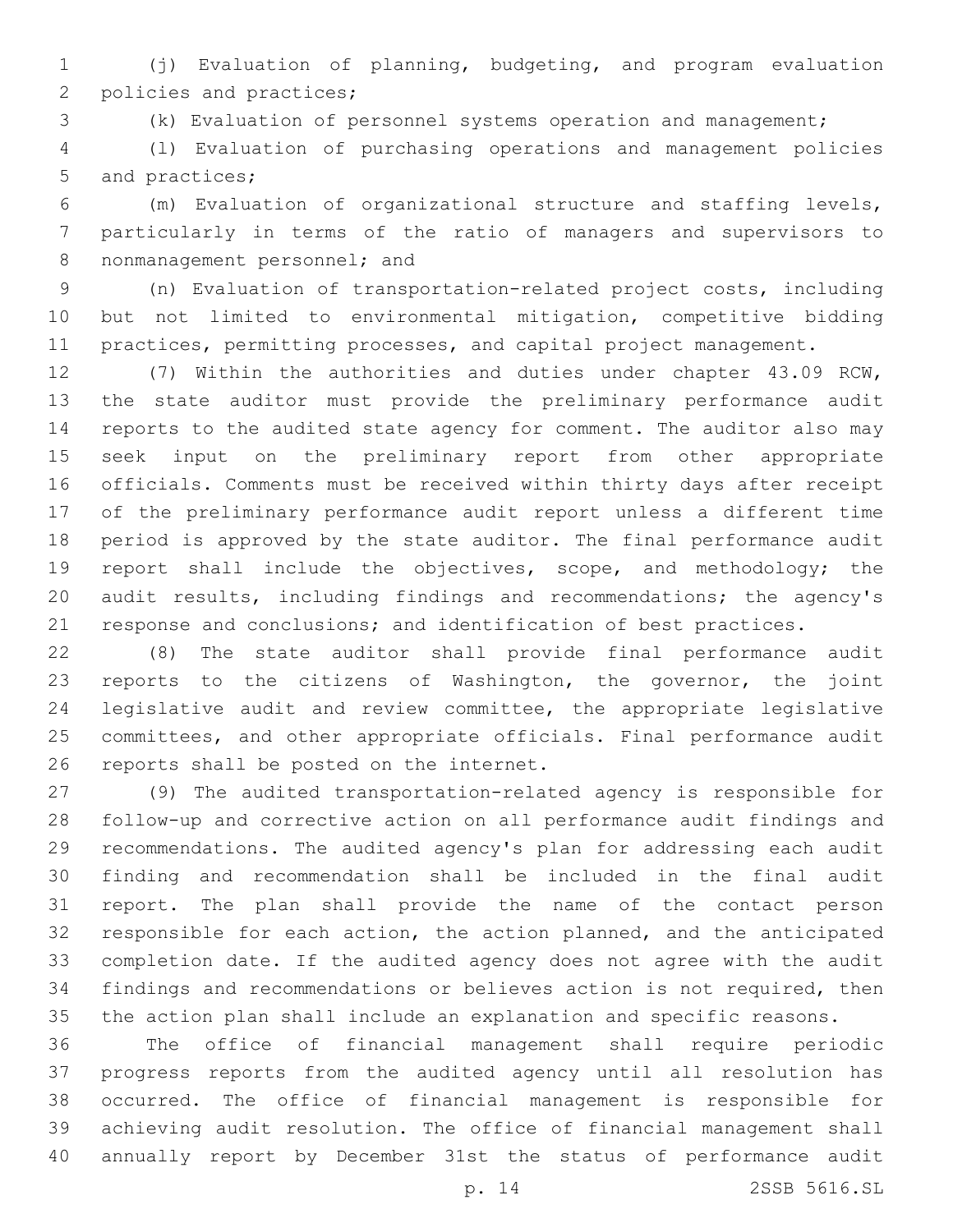(j) Evaluation of planning, budgeting, and program evaluation policies and practices;

(k) Evaluation of personnel systems operation and management;

(l) Evaluation of purchasing operations and management policies and practices;

(m) Evaluation of organizational structure and staffing levels, particularly in terms of the ratio of managers and supervisors to nonmanagement personnel; and

(n) Evaluation of transportation-related project costs, including but not limited to environmental mitigation, competitive bidding practices, permitting processes, and capital project management.

(7) Within the authorities and duties under chapter 43.09 RCW, the state auditor must provide the preliminary performance audit reports to the audited state agency for comment. The auditor also may seek input on the preliminary report from other appropriate officials. Comments must be received within thirty days after receipt of the preliminary performance audit report unless a different time period is approved by the state auditor. The final performance audit report shall include the objectives, scope, and methodology; the audit results, including findings and recommendations; the agency's response and conclusions; and identification of best practices.

(8) The state auditor shall provide final performance audit reports to the citizens of Washington, the governor, the joint legislative audit and review committee, the appropriate legislative committees, and other appropriate officials. Final performance audit reports shall be posted on the internet.

(9) The audited transportation-related agency is responsible for follow-up and corrective action on all performance audit findings and recommendations. The audited agency's plan for addressing each audit finding and recommendation shall be included in the final audit report. The plan shall provide the name of the contact person responsible for each action, the action planned, and the anticipated completion date. If the audited agency does not agree with the audit findings and recommendations or believes action is not required, then the action plan shall include an explanation and specific reasons.

The office of financial management shall require periodic progress reports from the audited agency until all resolution has occurred. The office of financial management is responsible for achieving audit resolution. The office of financial management shall annually report by December 31st the status of performance audit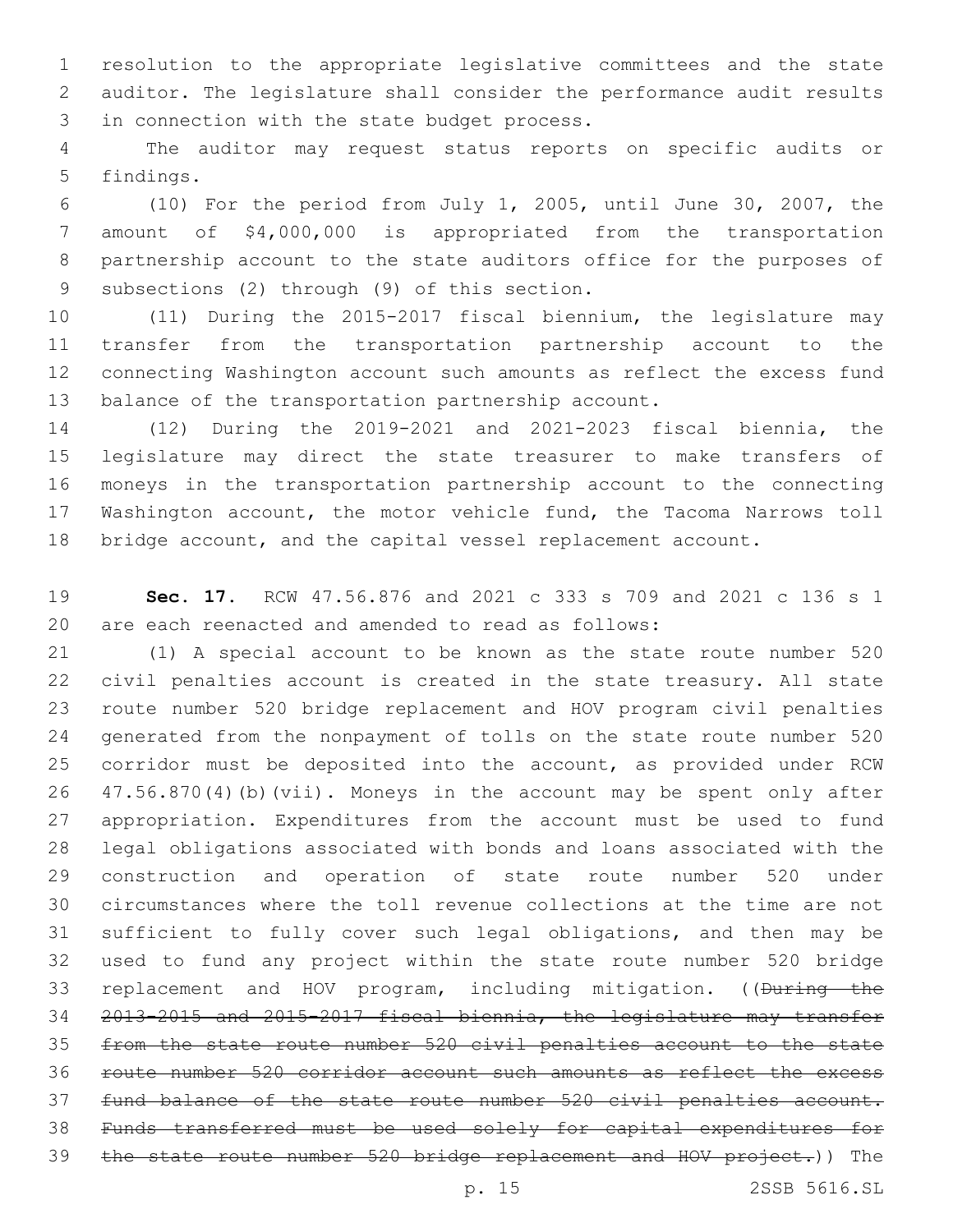resolution to the appropriate legislative committees and the state auditor. The legislature shall consider the performance audit results in connection with the state budget process.

The auditor may request status reports on specific audits or findings.

(10) For the period from July 1, 2005, until June 30, 2007, the amount of $4,000,000 is appropriated from the transportation partnership account to the state auditors office for the purposes of subsections (2) through (9) of this section.

(11) During the 2015-2017 fiscal biennium, the legislature may transfer from the transportation partnership account to the connecting Washington account such amounts as reflect the excess fund balance of the transportation partnership account.

(12) During the 2019-2021 and 2021-2023 fiscal biennia, the legislature may direct the state treasurer to make transfers of moneys in the transportation partnership account to the connecting Washington account, the motor vehicle fund, the Tacoma Narrows toll bridge account, and the capital vessel replacement account.

**Sec. 17.** RCW 47.56.876 and 2021 c 333 s 709 and 2021 c 136 s 1 are each reenacted and amended to read as follows:

(1) A special account to be known as the state route number 520 civil penalties account is created in the state treasury. All state route number 520 bridge replacement and HOV program civil penalties generated from the nonpayment of tolls on the state route number 520 corridor must be deposited into the account, as provided under RCW 47.56.870(4)(b)(vii). Moneys in the account may be spent only after appropriation. Expenditures from the account must be used to fund legal obligations associated with bonds and loans associated with the construction and operation of state route number 520 under circumstances where the toll revenue collections at the time are not sufficient to fully cover such legal obligations, and then may be used to fund any project within the state route number 520 bridge replacement and HOV program, including mitigation. ((~~During the 2013-2015 and 2015-2017 fiscal biennia, the legislature may transfer from the state route number 520 civil penalties account to the state route number 520 corridor account such amounts as reflect the excess fund balance of the state route number 520 civil penalties account. Funds transferred must be used solely for capital expenditures for the state route number 520 bridge replacement and HOV project.~~)) The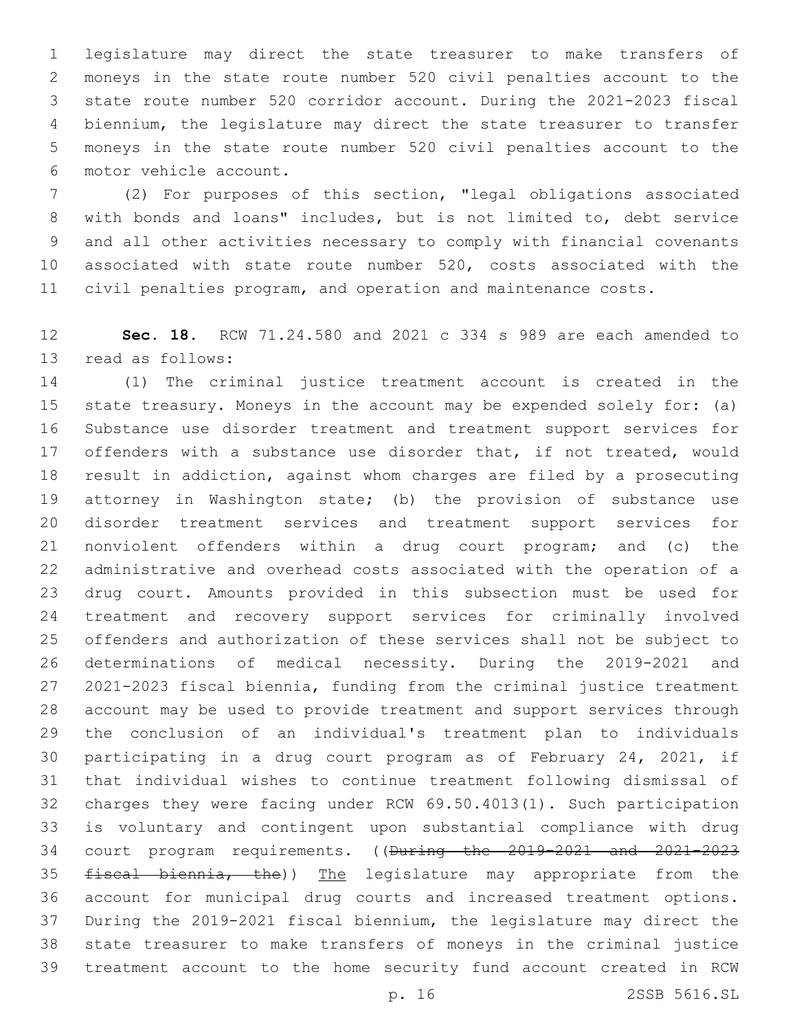legislature may direct the state treasurer to make transfers of moneys in the state route number 520 civil penalties account to the state route number 520 corridor account. During the 2021-2023 fiscal biennium, the legislature may direct the state treasurer to transfer moneys in the state route number 520 civil penalties account to the motor vehicle account.

(2) For purposes of this section, "legal obligations associated with bonds and loans" includes, but is not limited to, debt service and all other activities necessary to comply with financial covenants associated with state route number 520, costs associated with the civil penalties program, and operation and maintenance costs.

**Sec. 18.** RCW 71.24.580 and 2021 c 334 s 989 are each amended to read as follows:

(1) The criminal justice treatment account is created in the state treasury. Moneys in the account may be expended solely for: (a) Substance use disorder treatment and treatment support services for offenders with a substance use disorder that, if not treated, would result in addiction, against whom charges are filed by a prosecuting attorney in Washington state; (b) the provision of substance use disorder treatment services and treatment support services for nonviolent offenders within a drug court program; and (c) the administrative and overhead costs associated with the operation of a drug court. Amounts provided in this subsection must be used for treatment and recovery support services for criminally involved offenders and authorization of these services shall not be subject to determinations of medical necessity. During the 2019-2021 and 2021-2023 fiscal biennia, funding from the criminal justice treatment account may be used to provide treatment and support services through the conclusion of an individual's treatment plan to individuals participating in a drug court program as of February 24, 2021, if that individual wishes to continue treatment following dismissal of charges they were facing under RCW 69.50.4013(1). Such participation is voluntary and contingent upon substantial compliance with drug court program requirements. ((~~During the 2019-2021 and 2021-2023 fiscal biennia, the~~)) <u>The</u> legislature may appropriate from the account for municipal drug courts and increased treatment options. During the 2019-2021 fiscal biennium, the legislature may direct the state treasurer to make transfers of moneys in the criminal justice treatment account to the home security fund account created in RCW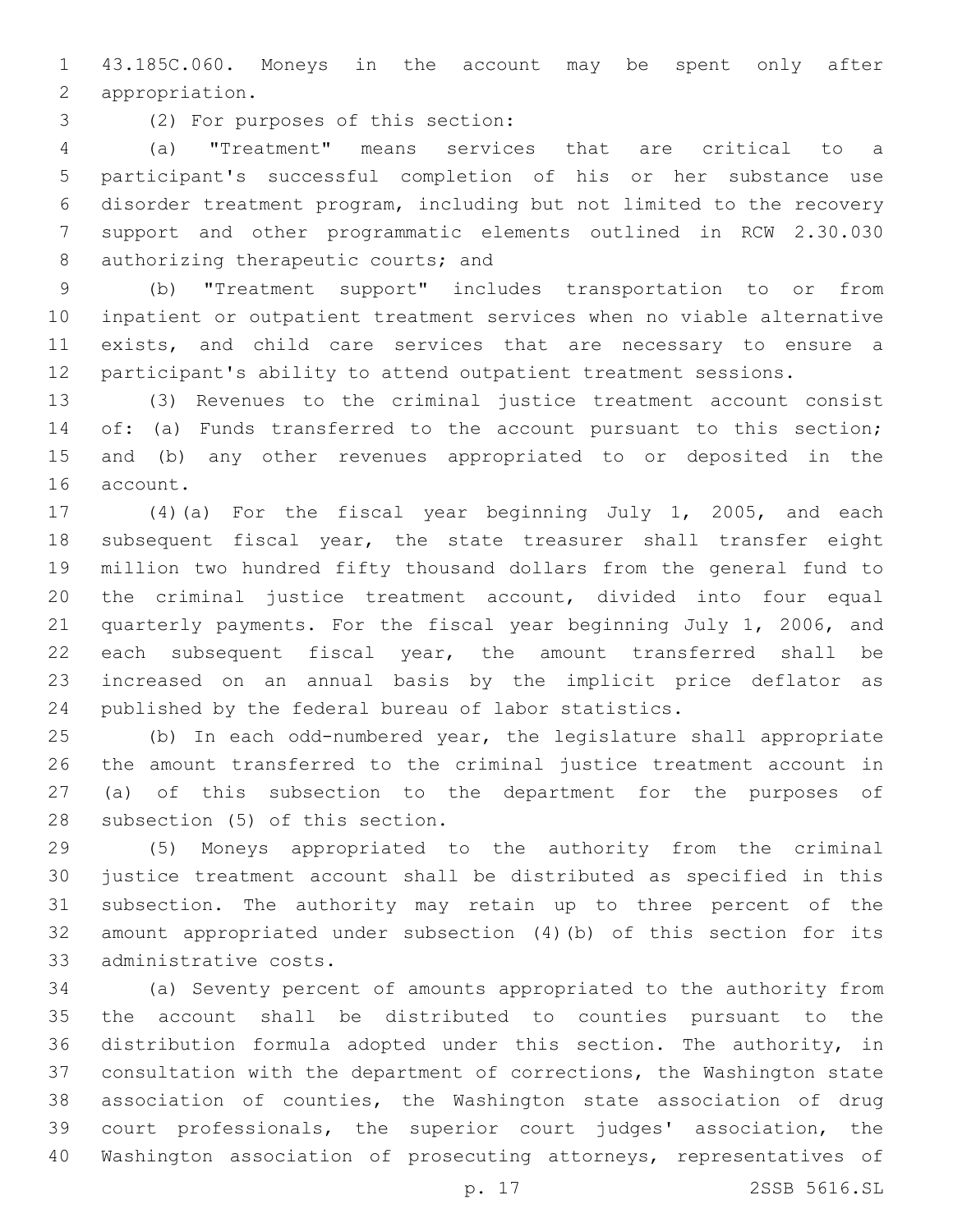43.185C.060. Moneys in the account may be spent only after appropriation.

(2) For purposes of this section:

(a) "Treatment" means services that are critical to a participant's successful completion of his or her substance use disorder treatment program, including but not limited to the recovery support and other programmatic elements outlined in RCW 2.30.030 authorizing therapeutic courts; and

(b) "Treatment support" includes transportation to or from inpatient or outpatient treatment services when no viable alternative exists, and child care services that are necessary to ensure a participant's ability to attend outpatient treatment sessions.

(3) Revenues to the criminal justice treatment account consist of: (a) Funds transferred to the account pursuant to this section; and (b) any other revenues appropriated to or deposited in the account.

(4)(a) For the fiscal year beginning July 1, 2005, and each subsequent fiscal year, the state treasurer shall transfer eight million two hundred fifty thousand dollars from the general fund to the criminal justice treatment account, divided into four equal quarterly payments. For the fiscal year beginning July 1, 2006, and each subsequent fiscal year, the amount transferred shall be increased on an annual basis by the implicit price deflator as published by the federal bureau of labor statistics.

(b) In each odd-numbered year, the legislature shall appropriate the amount transferred to the criminal justice treatment account in (a) of this subsection to the department for the purposes of subsection (5) of this section.

(5) Moneys appropriated to the authority from the criminal justice treatment account shall be distributed as specified in this subsection. The authority may retain up to three percent of the amount appropriated under subsection (4)(b) of this section for its administrative costs.

(a) Seventy percent of amounts appropriated to the authority from the account shall be distributed to counties pursuant to the distribution formula adopted under this section. The authority, in consultation with the department of corrections, the Washington state association of counties, the Washington state association of drug court professionals, the superior court judges' association, the Washington association of prosecuting attorneys, representatives of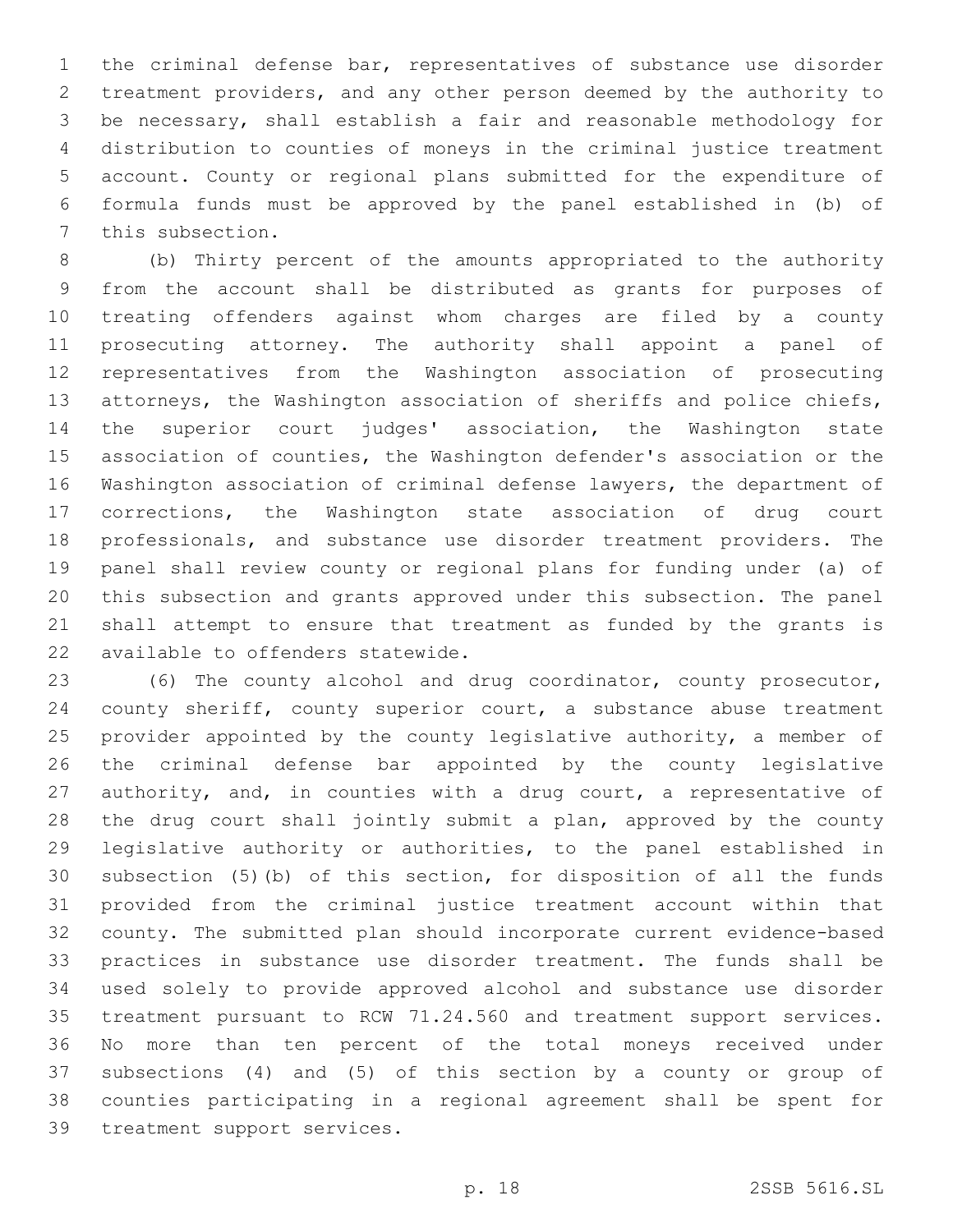the criminal defense bar, representatives of substance use disorder treatment providers, and any other person deemed by the authority to be necessary, shall establish a fair and reasonable methodology for distribution to counties of moneys in the criminal justice treatment account. County or regional plans submitted for the expenditure of formula funds must be approved by the panel established in (b) of this subsection.

(b) Thirty percent of the amounts appropriated to the authority from the account shall be distributed as grants for purposes of treating offenders against whom charges are filed by a county prosecuting attorney. The authority shall appoint a panel of representatives from the Washington association of prosecuting attorneys, the Washington association of sheriffs and police chiefs, the superior court judges' association, the Washington state association of counties, the Washington defender's association or the Washington association of criminal defense lawyers, the department of corrections, the Washington state association of drug court professionals, and substance use disorder treatment providers. The panel shall review county or regional plans for funding under (a) of this subsection and grants approved under this subsection. The panel shall attempt to ensure that treatment as funded by the grants is available to offenders statewide.

(6) The county alcohol and drug coordinator, county prosecutor, county sheriff, county superior court, a substance abuse treatment provider appointed by the county legislative authority, a member of the criminal defense bar appointed by the county legislative authority, and, in counties with a drug court, a representative of the drug court shall jointly submit a plan, approved by the county legislative authority or authorities, to the panel established in subsection (5)(b) of this section, for disposition of all the funds provided from the criminal justice treatment account within that county. The submitted plan should incorporate current evidence-based practices in substance use disorder treatment. The funds shall be used solely to provide approved alcohol and substance use disorder treatment pursuant to RCW 71.24.560 and treatment support services. No more than ten percent of the total moneys received under subsections (4) and (5) of this section by a county or group of counties participating in a regional agreement shall be spent for treatment support services.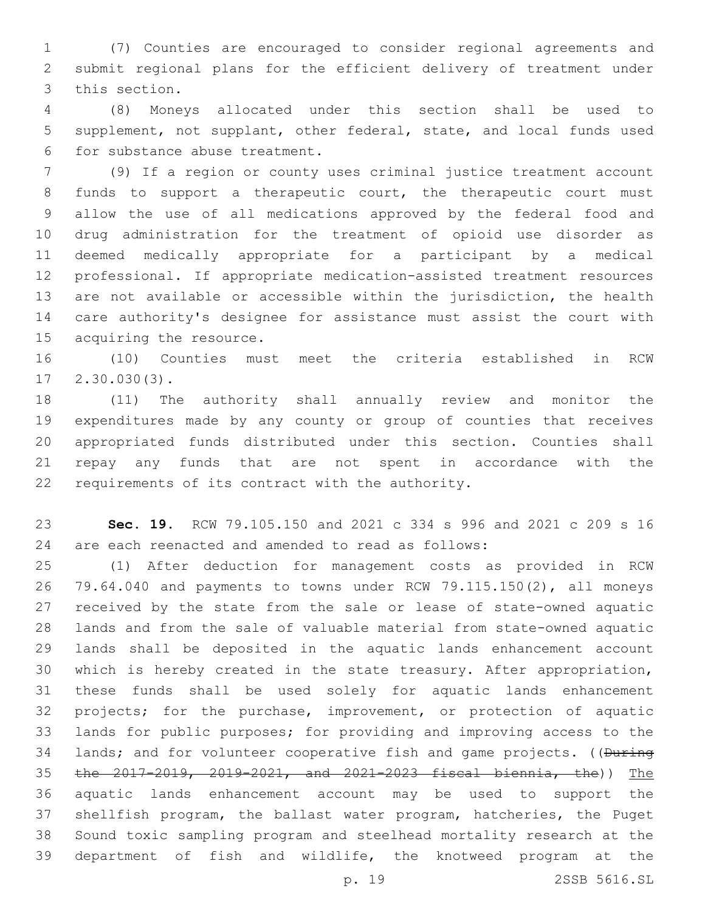(7) Counties are encouraged to consider regional agreements and submit regional plans for the efficient delivery of treatment under this section.

(8) Moneys allocated under this section shall be used to supplement, not supplant, other federal, state, and local funds used for substance abuse treatment.

(9) If a region or county uses criminal justice treatment account funds to support a therapeutic court, the therapeutic court must allow the use of all medications approved by the federal food and drug administration for the treatment of opioid use disorder as deemed medically appropriate for a participant by a medical professional. If appropriate medication-assisted treatment resources are not available or accessible within the jurisdiction, the health care authority's designee for assistance must assist the court with acquiring the resource.

(10) Counties must meet the criteria established in RCW 2.30.030(3).

(11) The authority shall annually review and monitor the expenditures made by any county or group of counties that receives appropriated funds distributed under this section. Counties shall repay any funds that are not spent in accordance with the requirements of its contract with the authority.

**Sec. 19.** RCW 79.105.150 and 2021 c 334 s 996 and 2021 c 209 s 16 are each reenacted and amended to read as follows:

(1) After deduction for management costs as provided in RCW 79.64.040 and payments to towns under RCW 79.115.150(2), all moneys received by the state from the sale or lease of state-owned aquatic lands and from the sale of valuable material from state-owned aquatic lands shall be deposited in the aquatic lands enhancement account which is hereby created in the state treasury. After appropriation, these funds shall be used solely for aquatic lands enhancement projects; for the purchase, improvement, or protection of aquatic lands for public purposes; for providing and improving access to the lands; and for volunteer cooperative fish and game projects. ((~~During the 2017-2019, 2019-2021, and 2021-2023 fiscal biennia, the~~)) <u>The</u> aquatic lands enhancement account may be used to support the shellfish program, the ballast water program, hatcheries, the Puget Sound toxic sampling program and steelhead mortality research at the department of fish and wildlife, the knotweed program at the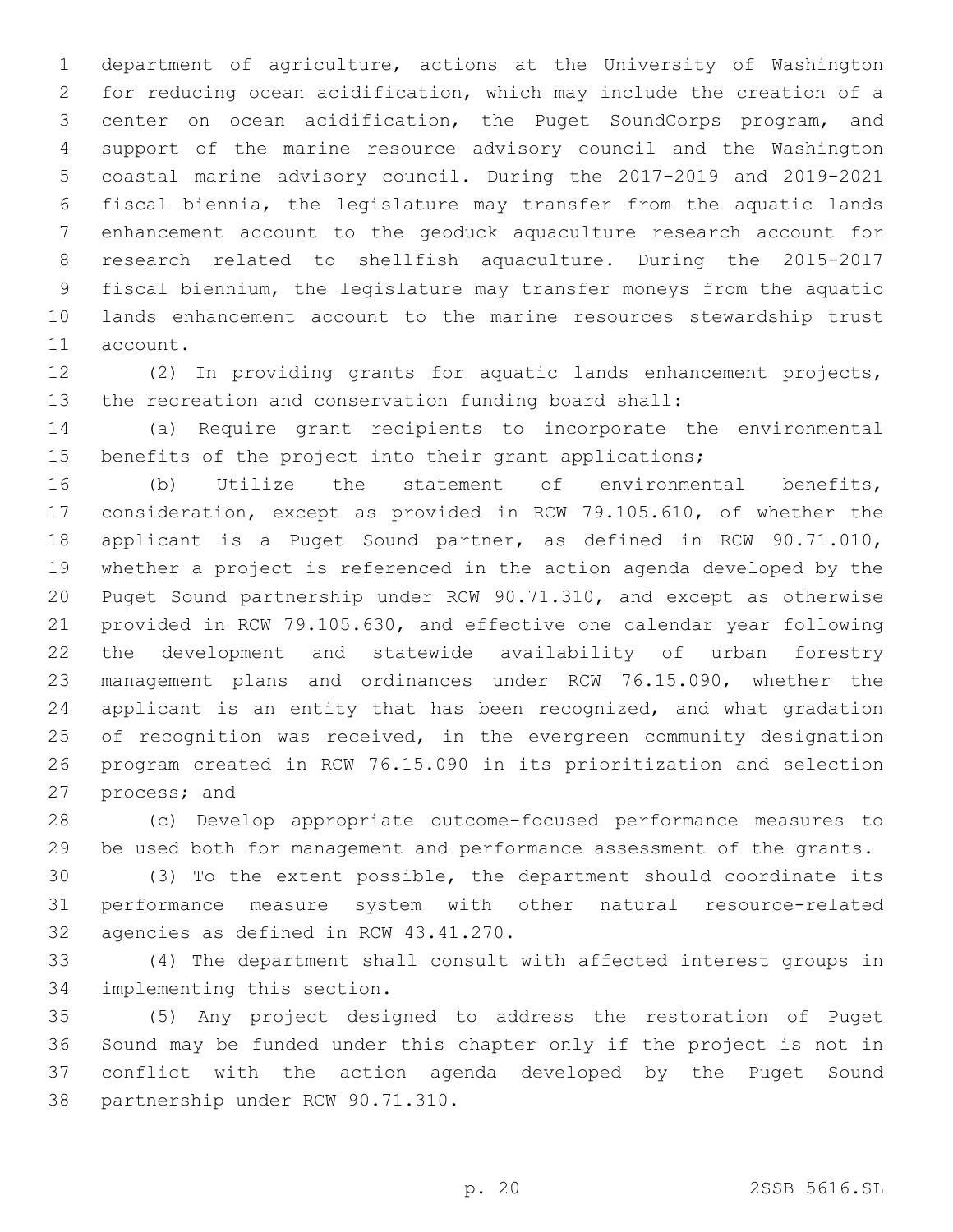department of agriculture, actions at the University of Washington for reducing ocean acidification, which may include the creation of a center on ocean acidification, the Puget SoundCorps program, and support of the marine resource advisory council and the Washington coastal marine advisory council. During the 2017-2019 and 2019-2021 fiscal biennia, the legislature may transfer from the aquatic lands enhancement account to the geoduck aquaculture research account for research related to shellfish aquaculture. During the 2015-2017 fiscal biennium, the legislature may transfer moneys from the aquatic lands enhancement account to the marine resources stewardship trust account.

(2) In providing grants for aquatic lands enhancement projects, the recreation and conservation funding board shall:

(a) Require grant recipients to incorporate the environmental benefits of the project into their grant applications;

(b) Utilize the statement of environmental benefits, consideration, except as provided in RCW 79.105.610, of whether the applicant is a Puget Sound partner, as defined in RCW 90.71.010, whether a project is referenced in the action agenda developed by the Puget Sound partnership under RCW 90.71.310, and except as otherwise provided in RCW 79.105.630, and effective one calendar year following the development and statewide availability of urban forestry management plans and ordinances under RCW 76.15.090, whether the applicant is an entity that has been recognized, and what gradation of recognition was received, in the evergreen community designation program created in RCW 76.15.090 in its prioritization and selection process; and

(c) Develop appropriate outcome-focused performance measures to be used both for management and performance assessment of the grants.

(3) To the extent possible, the department should coordinate its performance measure system with other natural resource-related agencies as defined in RCW 43.41.270.

(4) The department shall consult with affected interest groups in implementing this section.

(5) Any project designed to address the restoration of Puget Sound may be funded under this chapter only if the project is not in conflict with the action agenda developed by the Puget Sound partnership under RCW 90.71.310.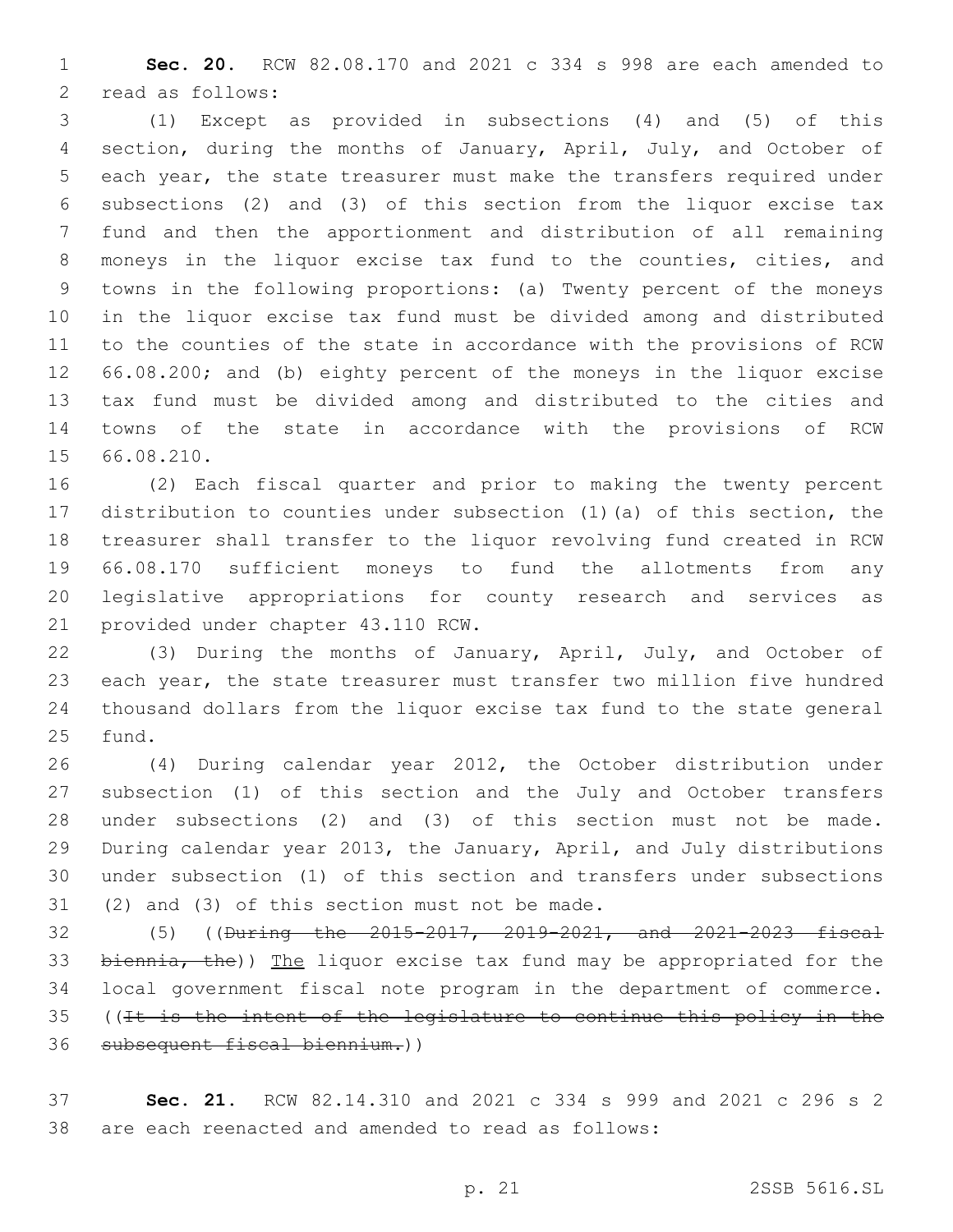**Sec. 20.** RCW 82.08.170 and 2021 c 334 s 998 are each amended to read as follows:

(1) Except as provided in subsections (4) and (5) of this section, during the months of January, April, July, and October of each year, the state treasurer must make the transfers required under subsections (2) and (3) of this section from the liquor excise tax fund and then the apportionment and distribution of all remaining moneys in the liquor excise tax fund to the counties, cities, and towns in the following proportions: (a) Twenty percent of the moneys in the liquor excise tax fund must be divided among and distributed to the counties of the state in accordance with the provisions of RCW 66.08.200; and (b) eighty percent of the moneys in the liquor excise tax fund must be divided among and distributed to the cities and towns of the state in accordance with the provisions of RCW 66.08.210.

(2) Each fiscal quarter and prior to making the twenty percent distribution to counties under subsection (1)(a) of this section, the treasurer shall transfer to the liquor revolving fund created in RCW 66.08.170 sufficient moneys to fund the allotments from any legislative appropriations for county research and services as provided under chapter 43.110 RCW.

(3) During the months of January, April, July, and October of each year, the state treasurer must transfer two million five hundred thousand dollars from the liquor excise tax fund to the state general fund.

(4) During calendar year 2012, the October distribution under subsection (1) of this section and the July and October transfers under subsections (2) and (3) of this section must not be made. During calendar year 2013, the January, April, and July distributions under subsection (1) of this section and transfers under subsections (2) and (3) of this section must not be made.

(5) ((~~During the 2015-2017, 2019-2021, and 2021-2023 fiscal biennia, the~~)) <u>The</u> liquor excise tax fund may be appropriated for the local government fiscal note program in the department of commerce. ((~~It is the intent of the legislature to continue this policy in the subsequent fiscal biennium.~~))

**Sec. 21.** RCW 82.14.310 and 2021 c 334 s 999 and 2021 c 296 s 2 are each reenacted and amended to read as follows: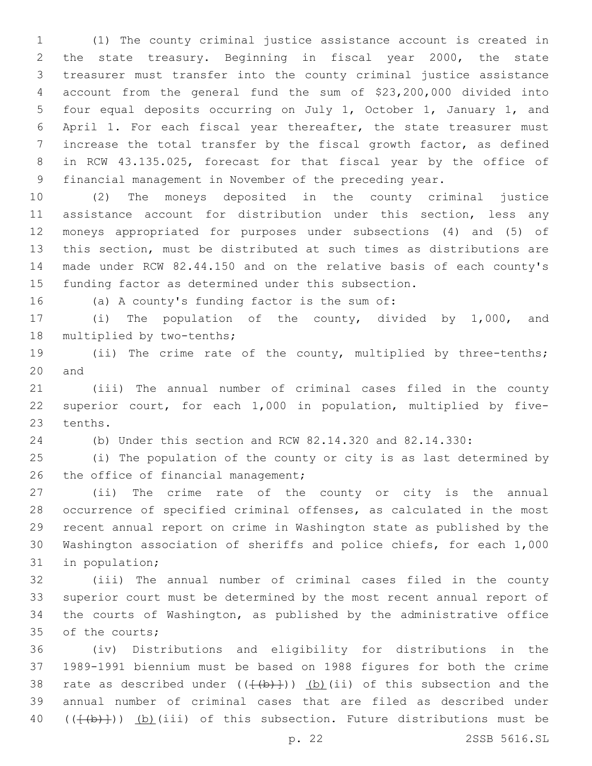(1) The county criminal justice assistance account is created in the state treasury. Beginning in fiscal year 2000, the state treasurer must transfer into the county criminal justice assistance account from the general fund the sum of $23,200,000 divided into four equal deposits occurring on July 1, October 1, January 1, and April 1. For each fiscal year thereafter, the state treasurer must increase the total transfer by the fiscal growth factor, as defined in RCW 43.135.025, forecast for that fiscal year by the office of financial management in November of the preceding year.

(2) The moneys deposited in the county criminal justice assistance account for distribution under this section, less any moneys appropriated for purposes under subsections (4) and (5) of this section, must be distributed at such times as distributions are made under RCW 82.44.150 and on the relative basis of each county's funding factor as determined under this subsection.

(a) A county's funding factor is the sum of:

(i) The population of the county, divided by 1,000, and multiplied by two-tenths;

(ii) The crime rate of the county, multiplied by three-tenths; and

(iii) The annual number of criminal cases filed in the county superior court, for each 1,000 in population, multiplied by five-tenths.

(b) Under this section and RCW 82.14.320 and 82.14.330:

(i) The population of the county or city is as last determined by the office of financial management;

(ii) The crime rate of the county or city is the annual occurrence of specified criminal offenses, as calculated in the most recent annual report on crime in Washington state as published by the Washington association of sheriffs and police chiefs, for each 1,000 in population;

(iii) The annual number of criminal cases filed in the county superior court must be determined by the most recent annual report of the courts of Washington, as published by the administrative office of the courts;

(iv) Distributions and eligibility for distributions in the 1989-1991 biennium must be based on 1988 figures for both the crime rate as described under ((~~[(b)]~~)) (b)(ii) of this subsection and the annual number of criminal cases that are filed as described under ((~~[(b)]~~)) (b)(iii) of this subsection. Future distributions must be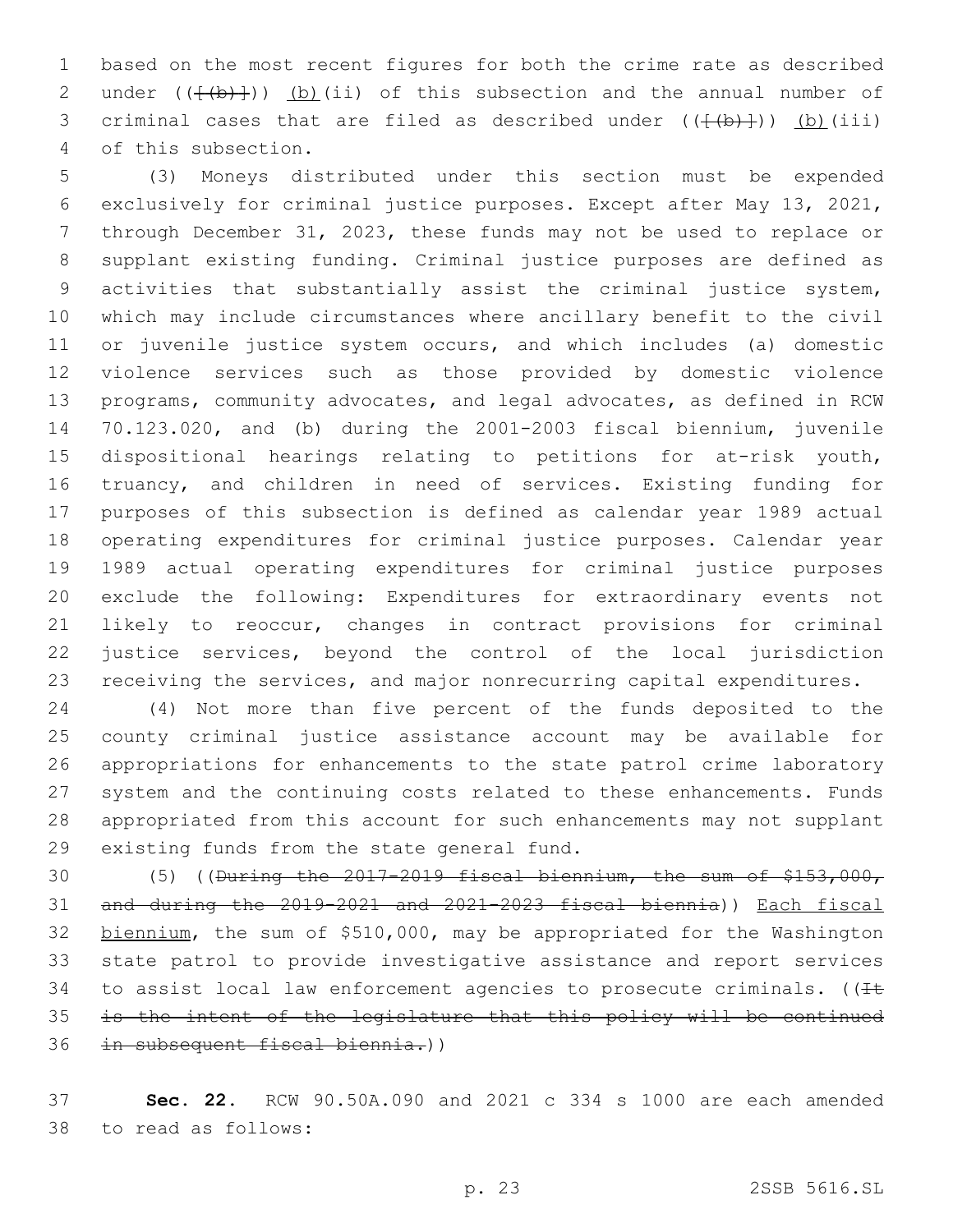based on the most recent figures for both the crime rate as described under (([(b)])) (b)(ii) of this subsection and the annual number of criminal cases that are filed as described under (([(b)])) (b)(iii) of this subsection.

(3) Moneys distributed under this section must be expended exclusively for criminal justice purposes. Except after May 13, 2021, through December 31, 2023, these funds may not be used to replace or supplant existing funding. Criminal justice purposes are defined as activities that substantially assist the criminal justice system, which may include circumstances where ancillary benefit to the civil or juvenile justice system occurs, and which includes (a) domestic violence services such as those provided by domestic violence programs, community advocates, and legal advocates, as defined in RCW 70.123.020, and (b) during the 2001-2003 fiscal biennium, juvenile dispositional hearings relating to petitions for at-risk youth, truancy, and children in need of services. Existing funding for purposes of this subsection is defined as calendar year 1989 actual operating expenditures for criminal justice purposes. Calendar year 1989 actual operating expenditures for criminal justice purposes exclude the following: Expenditures for extraordinary events not likely to reoccur, changes in contract provisions for criminal justice services, beyond the control of the local jurisdiction receiving the services, and major nonrecurring capital expenditures.

(4) Not more than five percent of the funds deposited to the county criminal justice assistance account may be available for appropriations for enhancements to the state patrol crime laboratory system and the continuing costs related to these enhancements. Funds appropriated from this account for such enhancements may not supplant existing funds from the state general fund.

(5) ((~~During the 2017-2019 fiscal biennium, the sum of $153,000, and during the 2019-2021 and 2021-2023 fiscal biennia~~)) Each fiscal biennium, the sum of $510,000, may be appropriated for the Washington state patrol to provide investigative assistance and report services to assist local law enforcement agencies to prosecute criminals. ((~~It is the intent of the legislature that this policy will be continued in subsequent fiscal biennia.~~))

**Sec. 22.** RCW 90.50A.090 and 2021 c 334 s 1000 are each amended to read as follows: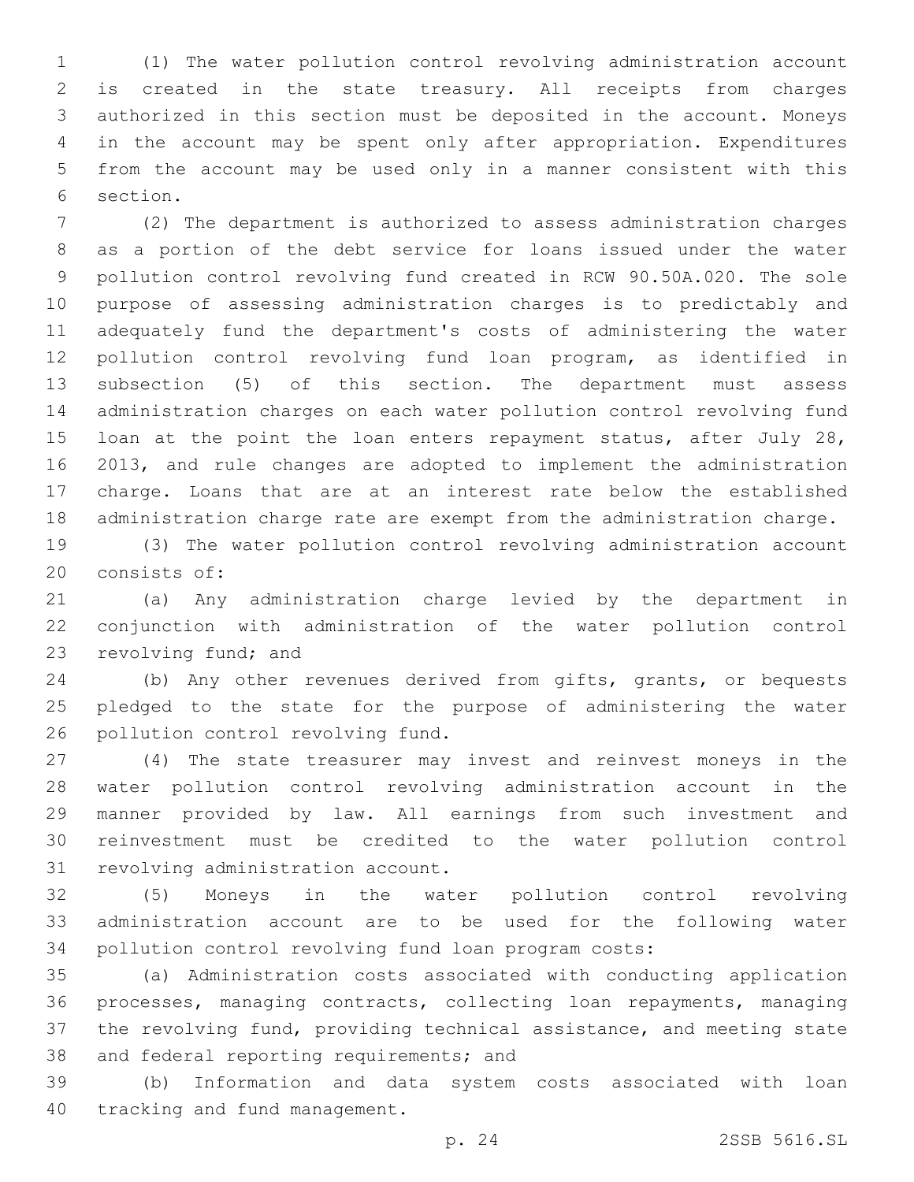(1) The water pollution control revolving administration account is created in the state treasury. All receipts from charges authorized in this section must be deposited in the account. Moneys in the account may be spent only after appropriation. Expenditures from the account may be used only in a manner consistent with this section.

(2) The department is authorized to assess administration charges as a portion of the debt service for loans issued under the water pollution control revolving fund created in RCW 90.50A.020. The sole purpose of assessing administration charges is to predictably and adequately fund the department's costs of administering the water pollution control revolving fund loan program, as identified in subsection (5) of this section. The department must assess administration charges on each water pollution control revolving fund loan at the point the loan enters repayment status, after July 28, 2013, and rule changes are adopted to implement the administration charge. Loans that are at an interest rate below the established administration charge rate are exempt from the administration charge.

(3) The water pollution control revolving administration account consists of:

(a) Any administration charge levied by the department in conjunction with administration of the water pollution control revolving fund; and

(b) Any other revenues derived from gifts, grants, or bequests pledged to the state for the purpose of administering the water pollution control revolving fund.

(4) The state treasurer may invest and reinvest moneys in the water pollution control revolving administration account in the manner provided by law. All earnings from such investment and reinvestment must be credited to the water pollution control revolving administration account.

(5) Moneys in the water pollution control revolving administration account are to be used for the following water pollution control revolving fund loan program costs:

(a) Administration costs associated with conducting application processes, managing contracts, collecting loan repayments, managing the revolving fund, providing technical assistance, and meeting state and federal reporting requirements; and

(b) Information and data system costs associated with loan tracking and fund management.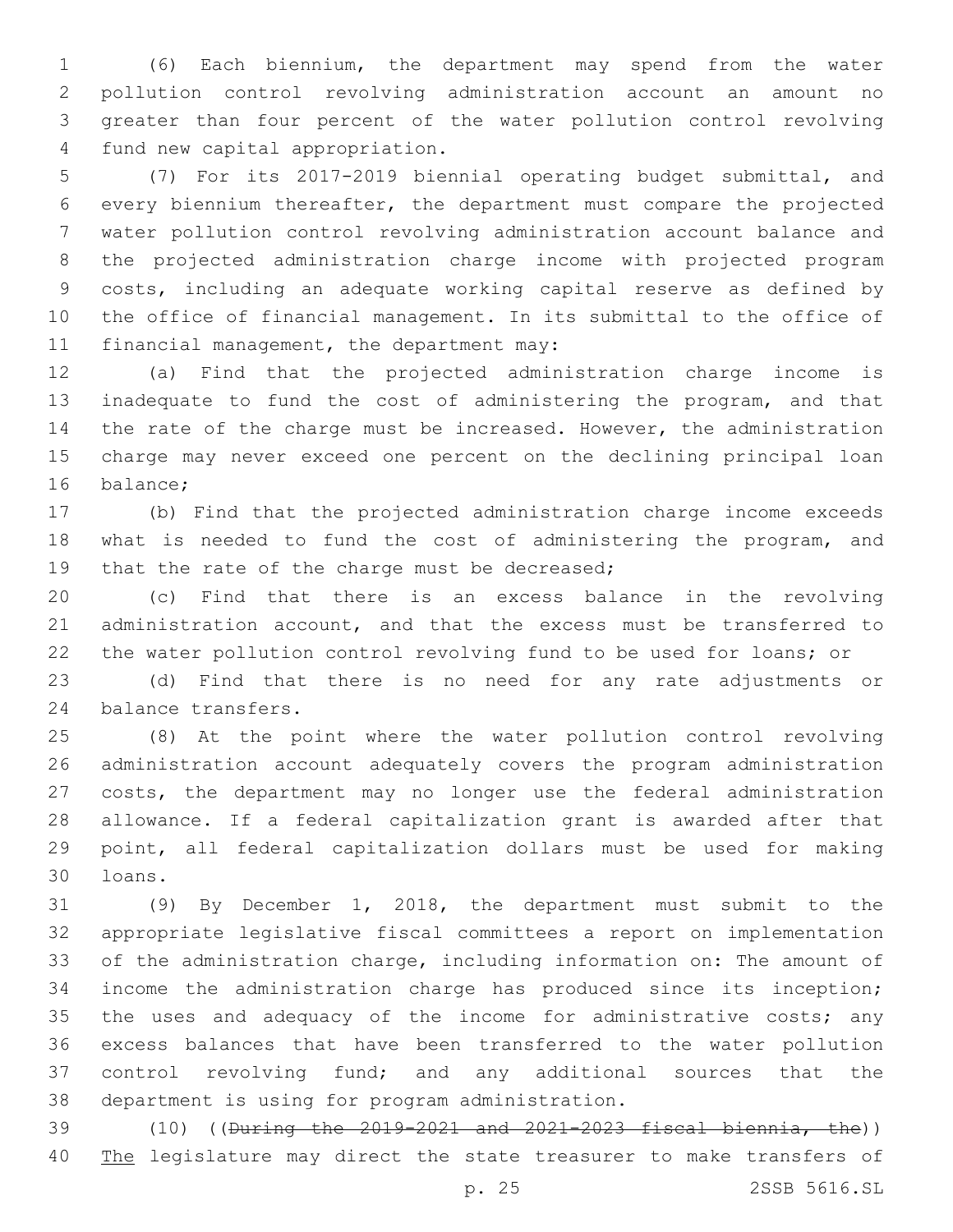(6) Each biennium, the department may spend from the water pollution control revolving administration account an amount no greater than four percent of the water pollution control revolving fund new capital appropriation.

(7) For its 2017-2019 biennial operating budget submittal, and every biennium thereafter, the department must compare the projected water pollution control revolving administration account balance and the projected administration charge income with projected program costs, including an adequate working capital reserve as defined by the office of financial management. In its submittal to the office of financial management, the department may:

(a) Find that the projected administration charge income is inadequate to fund the cost of administering the program, and that the rate of the charge must be increased. However, the administration charge may never exceed one percent on the declining principal loan balance;

(b) Find that the projected administration charge income exceeds what is needed to fund the cost of administering the program, and that the rate of the charge must be decreased;

(c) Find that there is an excess balance in the revolving administration account, and that the excess must be transferred to the water pollution control revolving fund to be used for loans; or

(d) Find that there is no need for any rate adjustments or balance transfers.

(8) At the point where the water pollution control revolving administration account adequately covers the program administration costs, the department may no longer use the federal administration allowance. If a federal capitalization grant is awarded after that point, all federal capitalization dollars must be used for making loans.

(9) By December 1, 2018, the department must submit to the appropriate legislative fiscal committees a report on implementation of the administration charge, including information on: The amount of income the administration charge has produced since its inception; the uses and adequacy of the income for administrative costs; any excess balances that have been transferred to the water pollution control revolving fund; and any additional sources that the department is using for program administration.

(10) ((~~During the 2019-2021 and 2021-2023 fiscal biennia, the~~)) The legislature may direct the state treasurer to make transfers of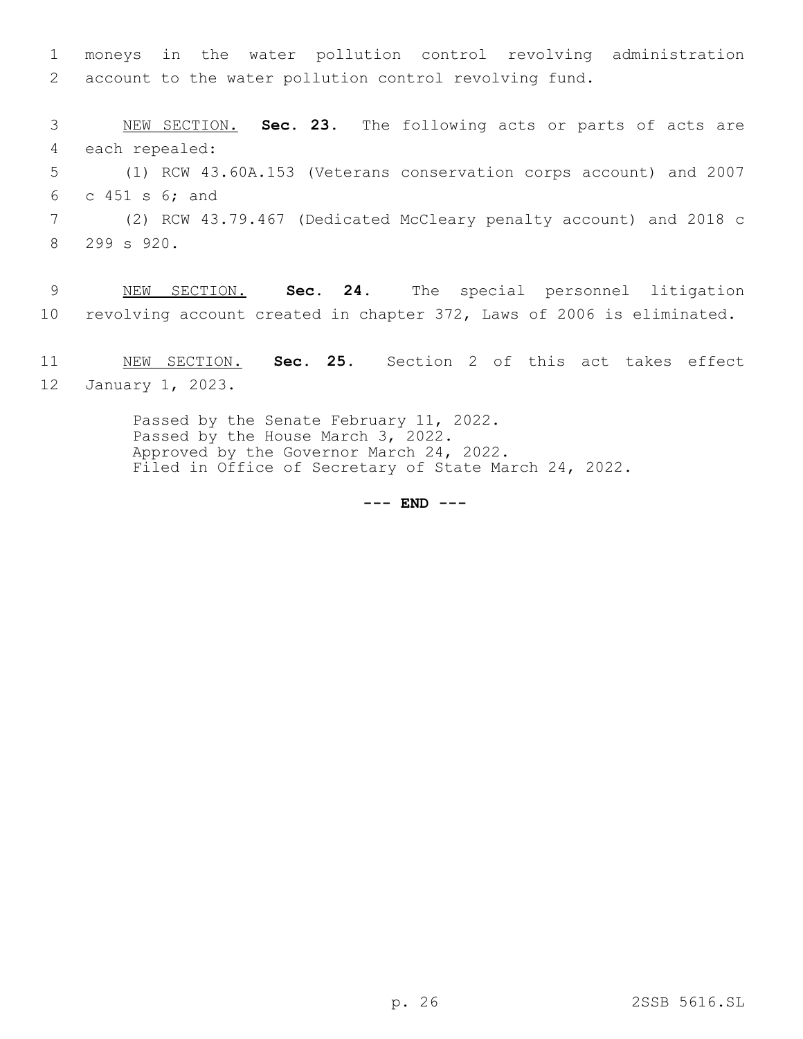moneys in the water pollution control revolving administration account to the water pollution control revolving fund.

NEW SECTION. **Sec. 23.** The following acts or parts of acts are each repealed:

(1) RCW 43.60A.153 (Veterans conservation corps account) and 2007 c 451 s 6; and

(2) RCW 43.79.467 (Dedicated McCleary penalty account) and 2018 c 299 s 920.

NEW SECTION. **Sec. 24.** The special personnel litigation revolving account created in chapter 372, Laws of 2006 is eliminated.

NEW SECTION. **Sec. 25.** Section 2 of this act takes effect January 1, 2023.

Passed by the Senate February 11, 2022.
Passed by the House March 3, 2022.
Approved by the Governor March 24, 2022.
Filed in Office of Secretary of State March 24, 2022.

**--- END ---**